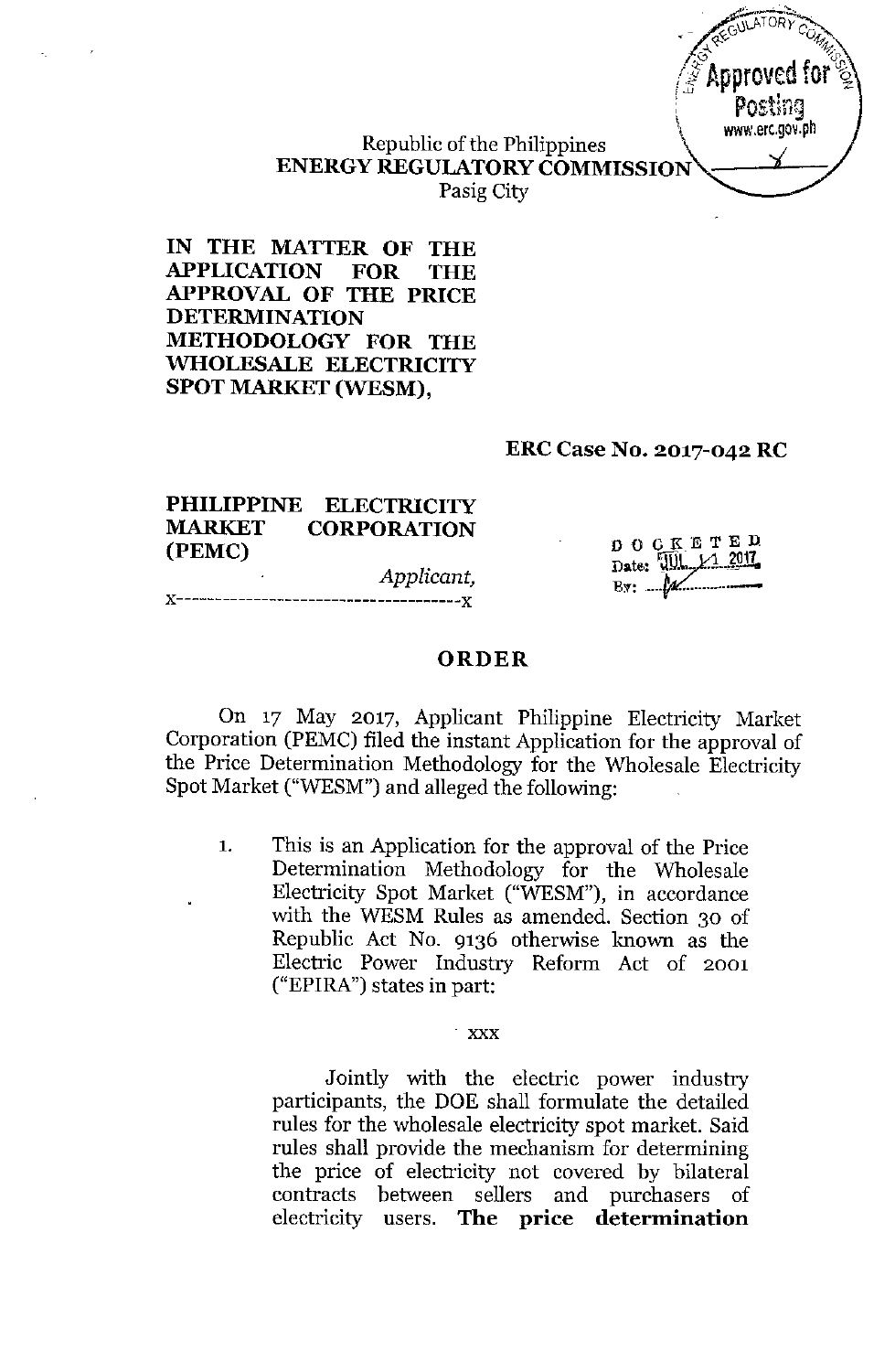Republic of the Philippines
**ENERGY REGULATORY COMMISSION**
Pasig City

**IN THE MATTER OF THE APPLICATION FOR THE APPROVAL OF THE PRICE DETERMINATION METHODOLOGY FOR THE WHOLESALE ELECTRICITY SPOT MARKET (WESM),**

**ERC Case No. 2017-042 RC**

**PHILIPPINE ELECTRICITY MARKET CORPORATION (PEMC)**

*Applicant,*

x--------------------------------------x

DOCKETED
Date: JUL 11 2017
By: ________

## ORDER

On 17 May 2017, Applicant Philippine Electricity Market Corporation (PEMC) filed the instant Application for the approval of the Price Determination Methodology for the Wholesale Electricity Spot Market ("WESM") and alleged the following:

1. This is an Application for the approval of the Price Determination Methodology for the Wholesale Electricity Spot Market ("WESM"), in accordance with the WESM Rules as amended. Section 30 of Republic Act No. 9136 otherwise known as the Electric Power Industry Reform Act of 2001 ("EPIRA") states in part:

   xxx

   Jointly with the electric power industry participants, the DOE shall formulate the detailed rules for the wholesale electricity spot market. Said rules shall provide the mechanism for determining the price of electricity not covered by bilateral contracts between sellers and purchasers of electricity users. **The price determination**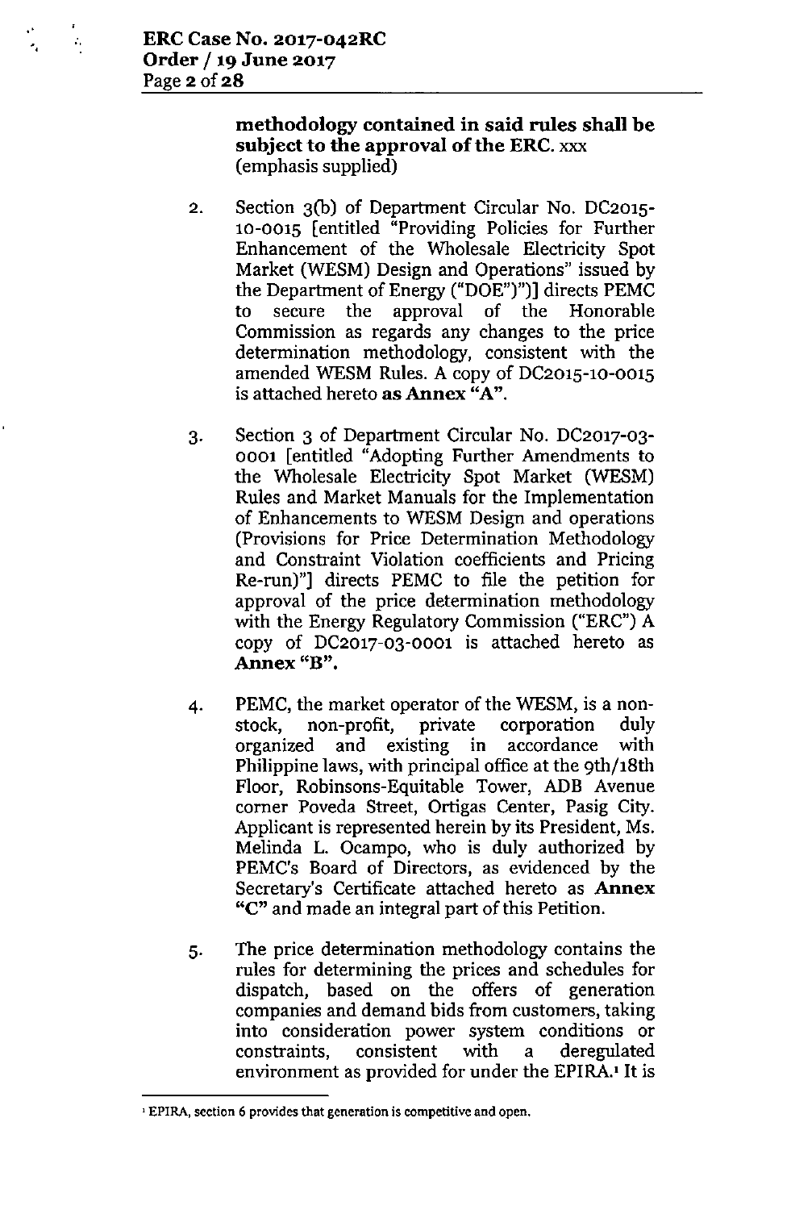**methodology contained in said rules shall be subject to the approval of the ERC.** xxx (emphasis supplied)

2. Section 3(b) of Department Circular No. DC2015-10-0015 [entitled "Providing Policies for Further Enhancement of the Wholesale Electricity Spot Market (WESM) Design and Operations" issued by the Department of Energy ("DOE")")] directs PEMC to secure the approval of the Honorable Commission as regards any changes to the price determination methodology, consistent with the amended WESM Rules. A copy of DC2015-10-0015 is attached hereto **as Annex "A"**.

3. Section 3 of Department Circular No. DC2017-03-0001 [entitled "Adopting Further Amendments to the Wholesale Electricity Spot Market (WESM) Rules and Market Manuals for the Implementation of Enhancements to WESM Design and operations (Provisions for Price Determination Methodology and Constraint Violation coefficients and Pricing Re-run)"] directs PEMC to file the petition for approval of the price determination methodology with the Energy Regulatory Commission ("ERC") A copy of DC2017-03-0001 is attached hereto as **Annex "B"**.

4. PEMC, the market operator of the WESM, is a non-stock, non-profit, private corporation duly organized and existing in accordance with Philippine laws, with principal office at the 9th/18th Floor, Robinsons-Equitable Tower, ADB Avenue corner Poveda Street, Ortigas Center, Pasig City. Applicant is represented herein by its President, Ms. Melinda L. Ocampo, who is duly authorized by PEMC's Board of Directors, as evidenced by the Secretary's Certificate attached hereto as **Annex "C"** and made an integral part of this Petition.

5. The price determination methodology contains the rules for determining the prices and schedules for dispatch, based on the offers of generation companies and demand bids from customers, taking into consideration power system conditions or constraints, consistent with a deregulated environment as provided for under the EPIRA.[1] It is

[1] EPIRA, section 6 provides that generation is competitive and open.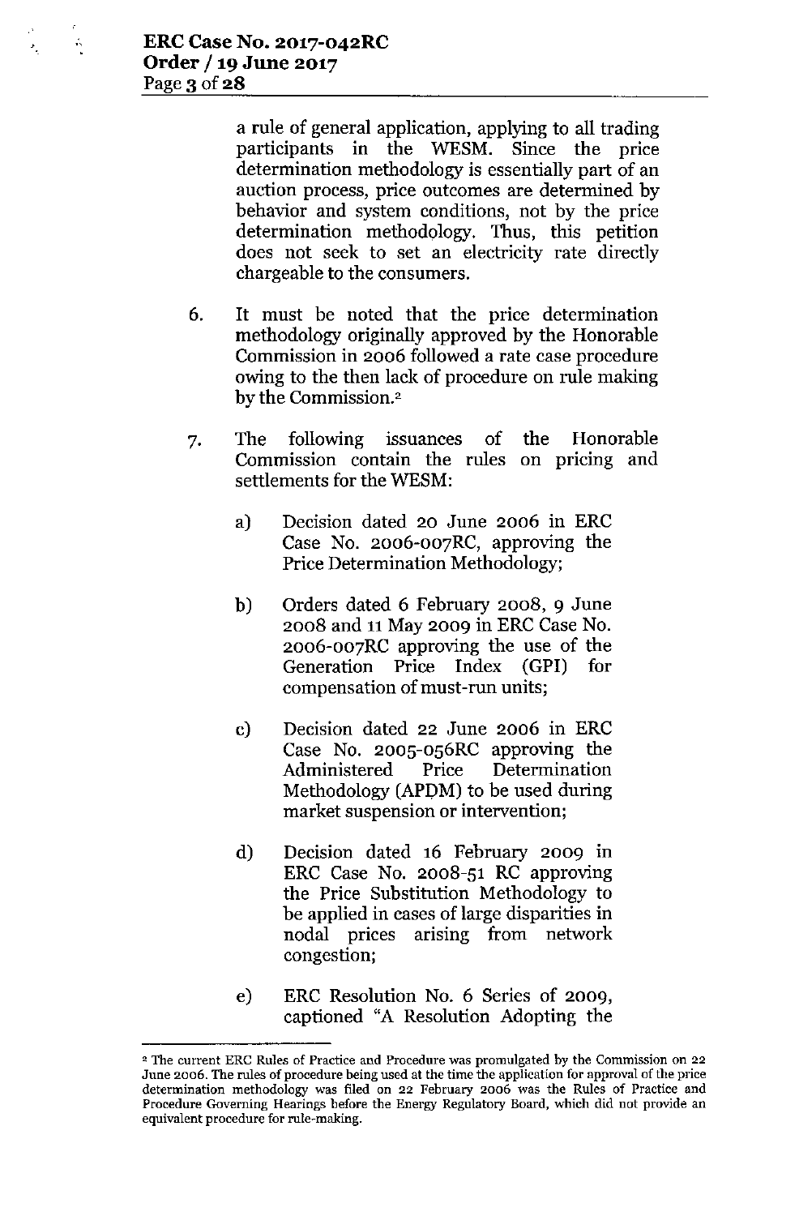a rule of general application, applying to all trading participants in the WESM. Since the price determination methodology is essentially part of an auction process, price outcomes are determined by behavior and system conditions, not by the price determination methodology. Thus, this petition does not seek to set an electricity rate directly chargeable to the consumers.

6. It must be noted that the price determination methodology originally approved by the Honorable Commission in 2006 followed a rate case procedure owing to the then lack of procedure on rule making by the Commission.[2]

7. The following issuances of the Honorable Commission contain the rules on pricing and settlements for the WESM:

   a) Decision dated 20 June 2006 in ERC Case No. 2006-007RC, approving the Price Determination Methodology;

   b) Orders dated 6 February 2008, 9 June 2008 and 11 May 2009 in ERC Case No. 2006-007RC approving the use of the Generation Price Index (GPI) for compensation of must-run units;

   c) Decision dated 22 June 2006 in ERC Case No. 2005-056RC approving the Administered Price Determination Methodology (APDM) to be used during market suspension or intervention;

   d) Decision dated 16 February 2009 in ERC Case No. 2008-51 RC approving the Price Substitution Methodology to be applied in cases of large disparities in nodal prices arising from network congestion;

   e) ERC Resolution No. 6 Series of 2009, captioned "A Resolution Adopting the

---

[2] The current ERC Rules of Practice and Procedure was promulgated by the Commission on 22 June 2006. The rules of procedure being used at the time the application for approval of the price determination methodology was filed on 22 February 2006 was the Rules of Practice and Procedure Governing Hearings before the Energy Regulatory Board, which did not provide an equivalent procedure for rule-making.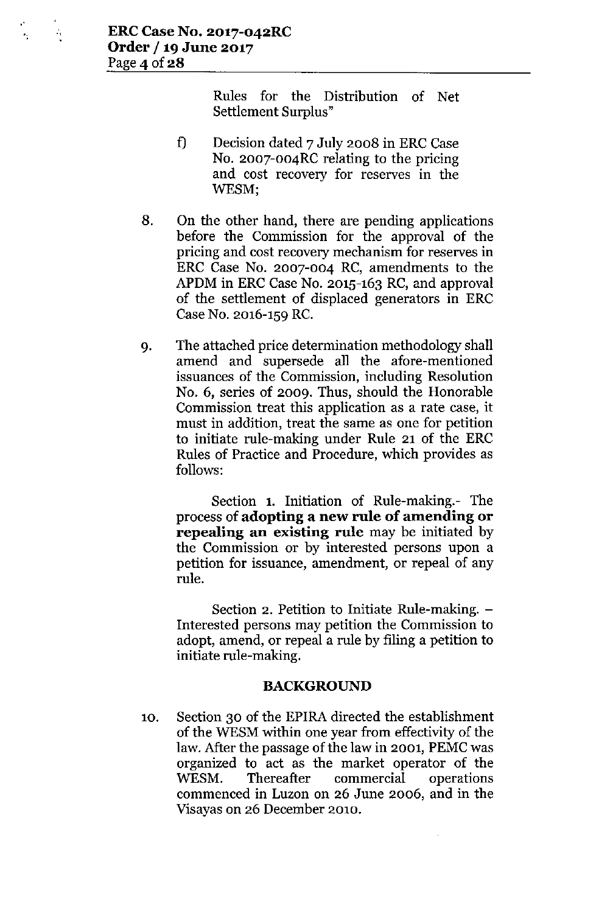Rules for the Distribution of Net Settlement Surplus"

f) Decision dated 7 July 2008 in ERC Case No. 2007-004RC relating to the pricing and cost recovery for reserves in the WESM;

8. On the other hand, there are pending applications before the Commission for the approval of the pricing and cost recovery mechanism for reserves in ERC Case No. 2007-004 RC, amendments to the APDM in ERC Case No. 2015-163 RC, and approval of the settlement of displaced generators in ERC Case No. 2016-159 RC.

9. The attached price determination methodology shall amend and supersede all the afore-mentioned issuances of the Commission, including Resolution No. 6, series of 2009. Thus, should the Honorable Commission treat this application as a rate case, it must in addition, treat the same as one for petition to initiate rule-making under Rule 21 of the ERC Rules of Practice and Procedure, which provides as follows:

   Section 1. Initiation of Rule-making.- The process of **adopting a new rule of amending or repealing an existing rule** may be initiated by the Commission or by interested persons upon a petition for issuance, amendment, or repeal of any rule.

   Section 2. Petition to Initiate Rule-making. – Interested persons may petition the Commission to adopt, amend, or repeal a rule by filing a petition to initiate rule-making.

## BACKGROUND

10. Section 30 of the EPIRA directed the establishment of the WESM within one year from effectivity of the law. After the passage of the law in 2001, PEMC was organized to act as the market operator of the WESM. Thereafter commercial operations commenced in Luzon on 26 June 2006, and in the Visayas on 26 December 2010.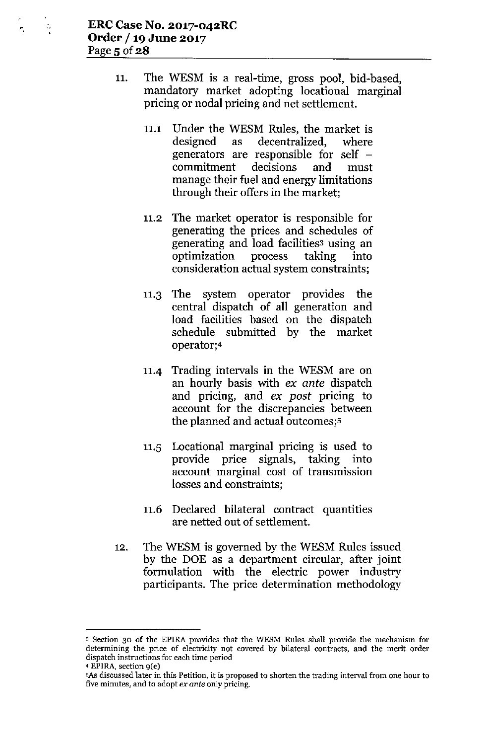11. The WESM is a real-time, gross pool, bid-based, mandatory market adopting locational marginal pricing or nodal pricing and net settlement.

    11.1 Under the WESM Rules, the market is designed as decentralized, where generators are responsible for self – commitment decisions and must manage their fuel and energy limitations through their offers in the market;

    11.2 The market operator is responsible for generating the prices and schedules of generating and load facilities[3] using an optimization process taking into consideration actual system constraints;

    11.3 The system operator provides the central dispatch of all generation and load facilities based on the dispatch schedule submitted by the market operator;[4]

    11.4 Trading intervals in the WESM are on an hourly basis with *ex ante* dispatch and pricing, and *ex post* pricing to account for the discrepancies between the planned and actual outcomes;[5]

    11.5 Locational marginal pricing is used to provide price signals, taking into account marginal cost of transmission losses and constraints;

    11.6 Declared bilateral contract quantities are netted out of settlement.

12. The WESM is governed by the WESM Rules issued by the DOE as a department circular, after joint formulation with the electric power industry participants. The price determination methodology

---

[3] Section 30 of the EPIRA provides that the WESM Rules shall provide the mechanism for determining the price of electricity not covered by bilateral contracts, and the merit order dispatch instructions for each time period

[4] EPIRA, section 9(c)

[5] As discussed later in this Petition, it is proposed to shorten the trading interval from one hour to five minutes, and to adopt *ex ante* only pricing.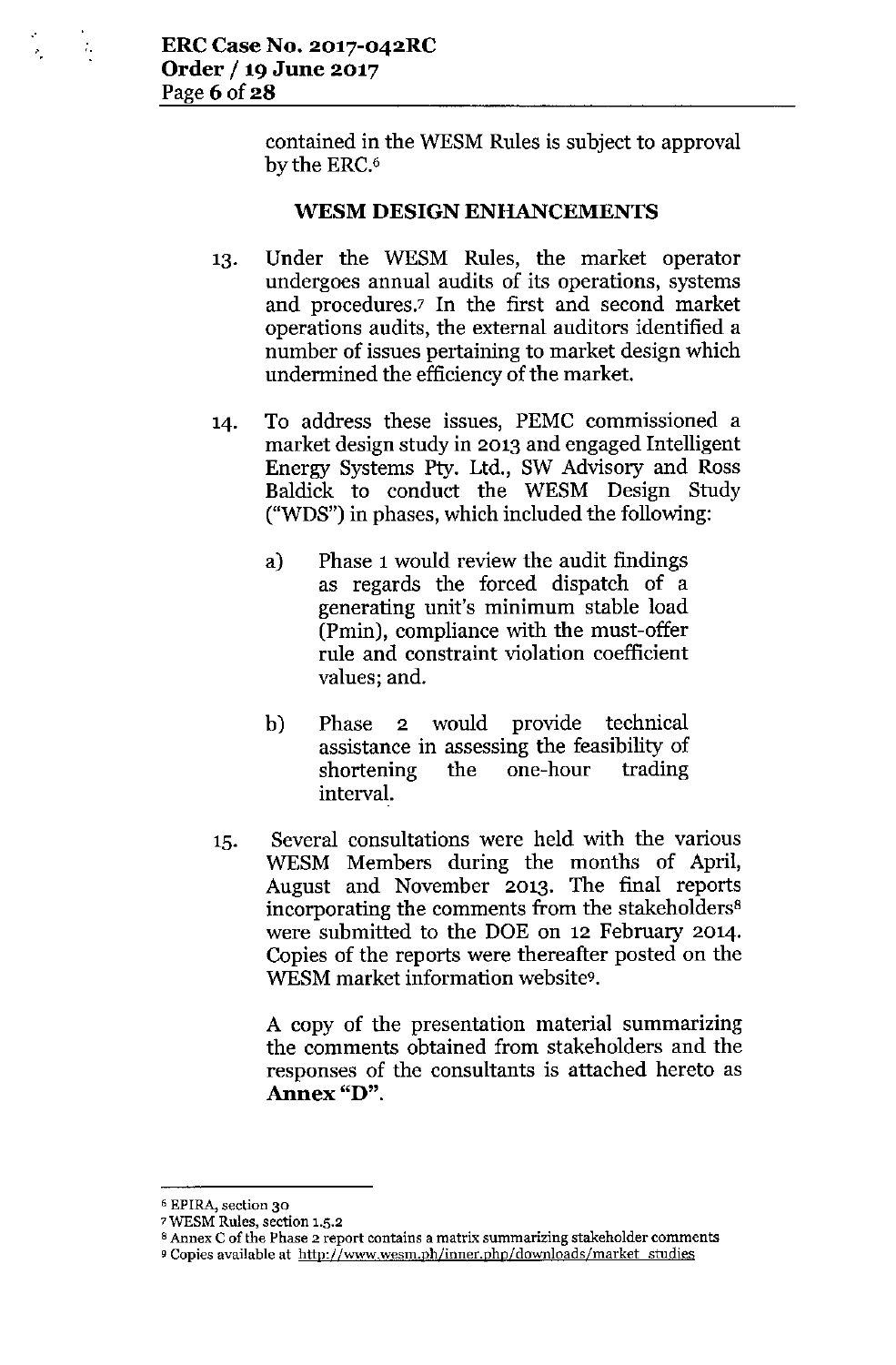contained in the WESM Rules is subject to approval by the ERC.[6]

## WESM DESIGN ENHANCEMENTS

13. Under the WESM Rules, the market operator undergoes annual audits of its operations, systems and procedures.[7] In the first and second market operations audits, the external auditors identified a number of issues pertaining to market design which undermined the efficiency of the market.

14. To address these issues, PEMC commissioned a market design study in 2013 and engaged Intelligent Energy Systems Pty. Ltd., SW Advisory and Ross Baldick to conduct the WESM Design Study ("WDS") in phases, which included the following:

    a) Phase 1 would review the audit findings as regards the forced dispatch of a generating unit's minimum stable load (Pmin), compliance with the must-offer rule and constraint violation coefficient values; and.

    b) Phase 2 would provide technical assistance in assessing the feasibility of shortening the one-hour trading interval.

15. Several consultations were held with the various WESM Members during the months of April, August and November 2013. The final reports incorporating the comments from the stakeholders[8] were submitted to the DOE on 12 February 2014. Copies of the reports were thereafter posted on the WESM market information website[9].

    A copy of the presentation material summarizing the comments obtained from stakeholders and the responses of the consultants is attached hereto as **Annex "D"**.

---

[6] EPIRA, section 30

[7] WESM Rules, section 1.5.2

[8] Annex C of the Phase 2 report contains a matrix summarizing stakeholder comments

[9] Copies available at http://www.wesm.ph/inner.php/downloads/market_studies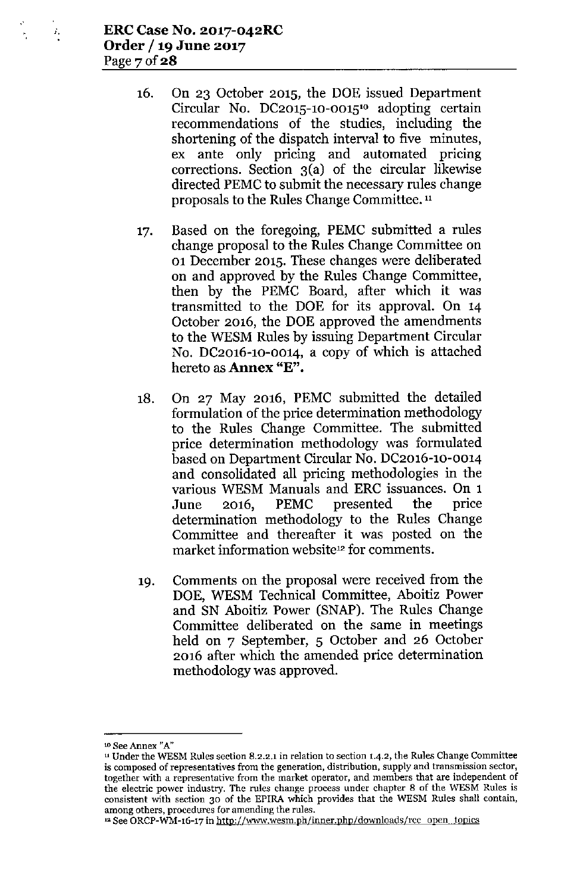16. On 23 October 2015, the DOE issued Department Circular No. DC2015-10-0015[10] adopting certain recommendations of the studies, including the shortening of the dispatch interval to five minutes, ex ante only pricing and automated pricing corrections. Section 3(a) of the circular likewise directed PEMC to submit the necessary rules change proposals to the Rules Change Committee.[11]

17. Based on the foregoing, PEMC submitted a rules change proposal to the Rules Change Committee on 01 December 2015. These changes were deliberated on and approved by the Rules Change Committee, then by the PEMC Board, after which it was transmitted to the DOE for its approval. On 14 October 2016, the DOE approved the amendments to the WESM Rules by issuing Department Circular No. DC2016-10-0014, a copy of which is attached hereto as **Annex "E"**.

18. On 27 May 2016, PEMC submitted the detailed formulation of the price determination methodology to the Rules Change Committee. The submitted price determination methodology was formulated based on Department Circular No. DC2016-10-0014 and consolidated all pricing methodologies in the various WESM Manuals and ERC issuances. On 1 June 2016, PEMC presented the price determination methodology to the Rules Change Committee and thereafter it was posted on the market information website[12] for comments.

19. Comments on the proposal were received from the DOE, WESM Technical Committee, Aboitiz Power and SN Aboitiz Power (SNAP). The Rules Change Committee deliberated on the same in meetings held on 7 September, 5 October and 26 October 2016 after which the amended price determination methodology was approved.

---

[10] See Annex "A"

[11] Under the WESM Rules section 8.2.2.1 in relation to section 1.4.2, the Rules Change Committee is composed of representatives from the generation, distribution, supply and transmission sector, together with a representative from the market operator, and members that are independent of the electric power industry. The rules change process under chapter 8 of the WESM Rules is consistent with section 30 of the EPIRA which provides that the WESM Rules shall contain, among others, procedures for amending the rules.

[12] See ORCP-WM-16-17 in http://www.wesm.ph/inner.php/downloads/rcc_open_topics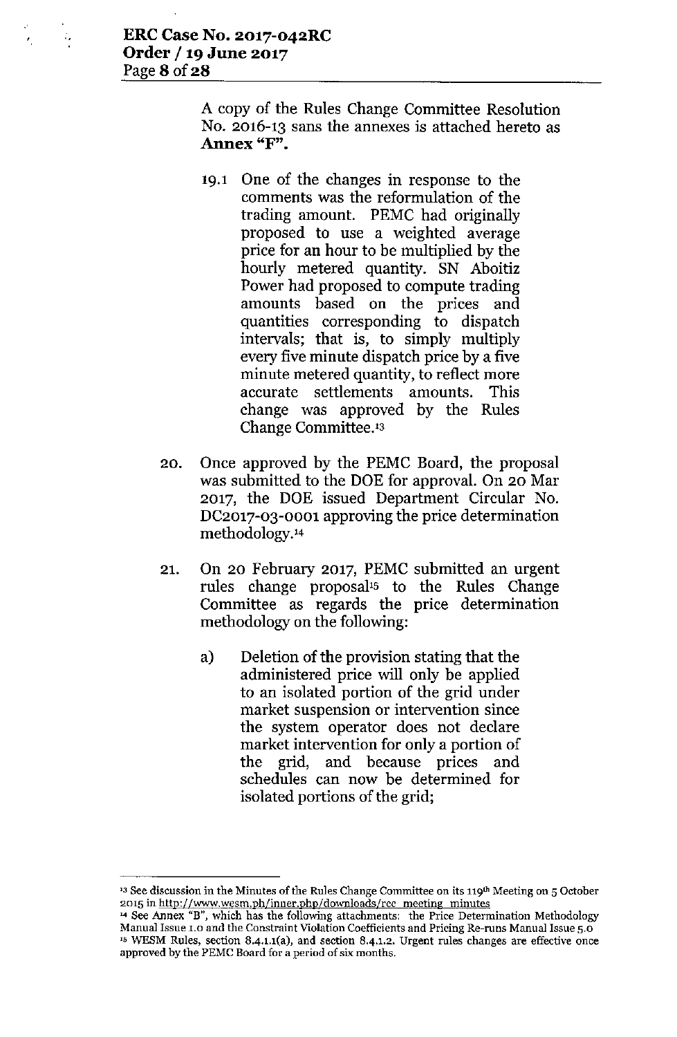A copy of the Rules Change Committee Resolution No. 2016-13 sans the annexes is attached hereto as **Annex "F"**.

19.1 One of the changes in response to the comments was the reformulation of the trading amount. PEMC had originally proposed to use a weighted average price for an hour to be multiplied by the hourly metered quantity. SN Aboitiz Power had proposed to compute trading amounts based on the prices and quantities corresponding to dispatch intervals; that is, to simply multiply every five minute dispatch price by a five minute metered quantity, to reflect more accurate settlements amounts. This change was approved by the Rules Change Committee.[13]

20. Once approved by the PEMC Board, the proposal was submitted to the DOE for approval. On 20 Mar 2017, the DOE issued Department Circular No. DC2017-03-0001 approving the price determination methodology.[14]

21. On 20 February 2017, PEMC submitted an urgent rules change proposal[15] to the Rules Change Committee as regards the price determination methodology on the following:

    a) Deletion of the provision stating that the administered price will only be applied to an isolated portion of the grid under market suspension or intervention since the system operator does not declare market intervention for only a portion of the grid, and because prices and schedules can now be determined for isolated portions of the grid;

---

[13] See discussion in the Minutes of the Rules Change Committee on its 119th Meeting on 5 October 2015 in http://www.wesm.ph/inner.php/downloads/rcc_meeting_minutes

[14] See Annex "B", which has the following attachments: the Price Determination Methodology Manual Issue 1.0 and the Constraint Violation Coefficients and Pricing Re-runs Manual Issue 5.0

[15] WESM Rules, section 8.4.1.1(a), and section 8.4.1.2. Urgent rules changes are effective once approved by the PEMC Board for a period of six months.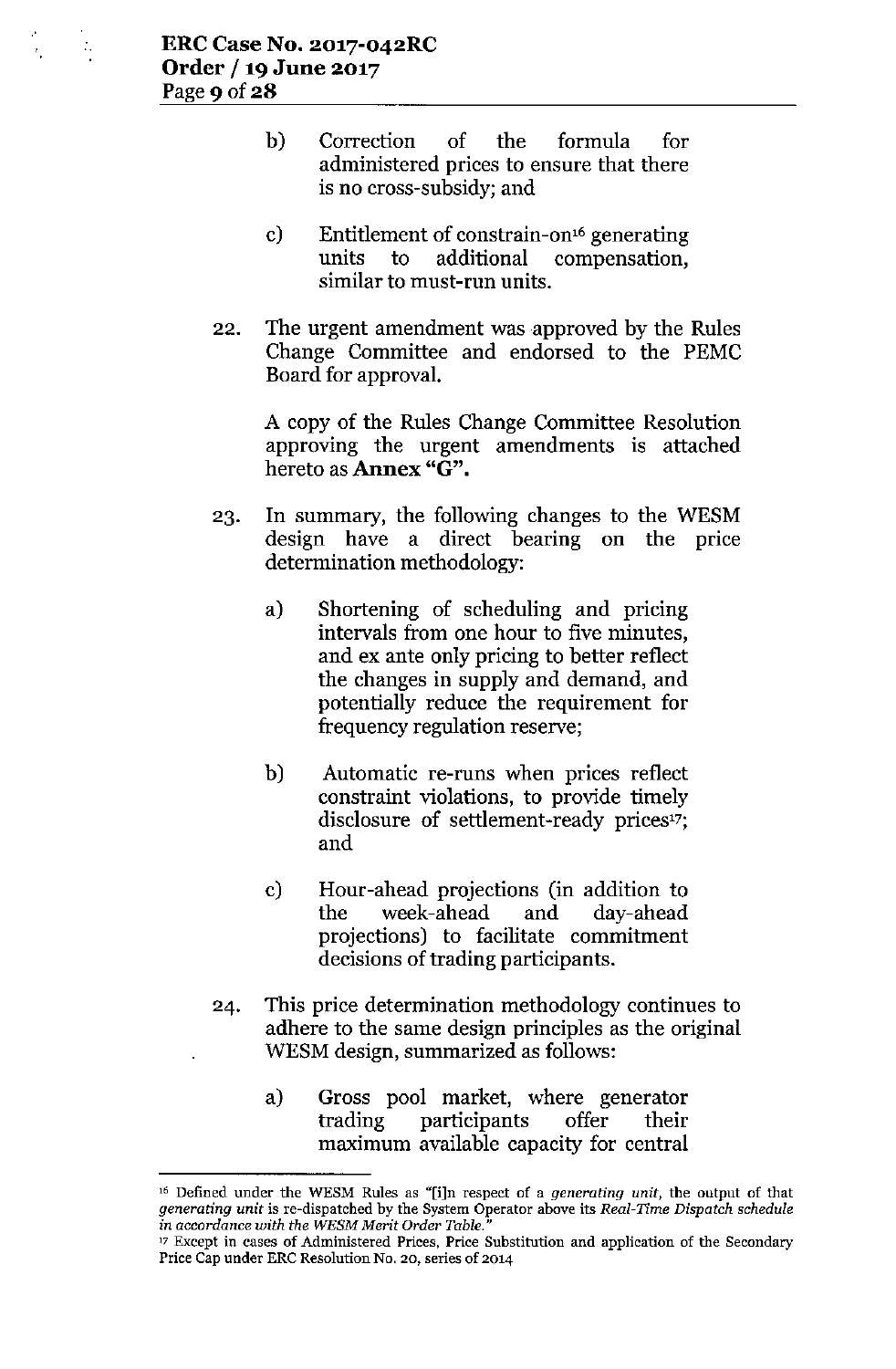b) Correction of the formula for administered prices to ensure that there is no cross-subsidy; and

c) Entitlement of constrain-on[16] generating units to additional compensation, similar to must-run units.

22. The urgent amendment was approved by the Rules Change Committee and endorsed to the PEMC Board for approval.

    A copy of the Rules Change Committee Resolution approving the urgent amendments is attached hereto as **Annex "G"**.

23. In summary, the following changes to the WESM design have a direct bearing on the price determination methodology:

    a) Shortening of scheduling and pricing intervals from one hour to five minutes, and ex ante only pricing to better reflect the changes in supply and demand, and potentially reduce the requirement for frequency regulation reserve;

    b) Automatic re-runs when prices reflect constraint violations, to provide timely disclosure of settlement-ready prices[17]; and

    c) Hour-ahead projections (in addition to the week-ahead and day-ahead projections) to facilitate commitment decisions of trading participants.

24. This price determination methodology continues to adhere to the same design principles as the original WESM design, summarized as follows:

    a) Gross pool market, where generator trading participants offer their maximum available capacity for central

---

[16] Defined under the WESM Rules as "[i]n respect of a *generating unit*, the output of that *generating unit* is re-dispatched by the System Operator above its *Real-Time Dispatch schedule in accordance with the WESM Merit Order Table.*"

[17] Except in cases of Administered Prices, Price Substitution and application of the Secondary Price Cap under ERC Resolution No. 20, series of 2014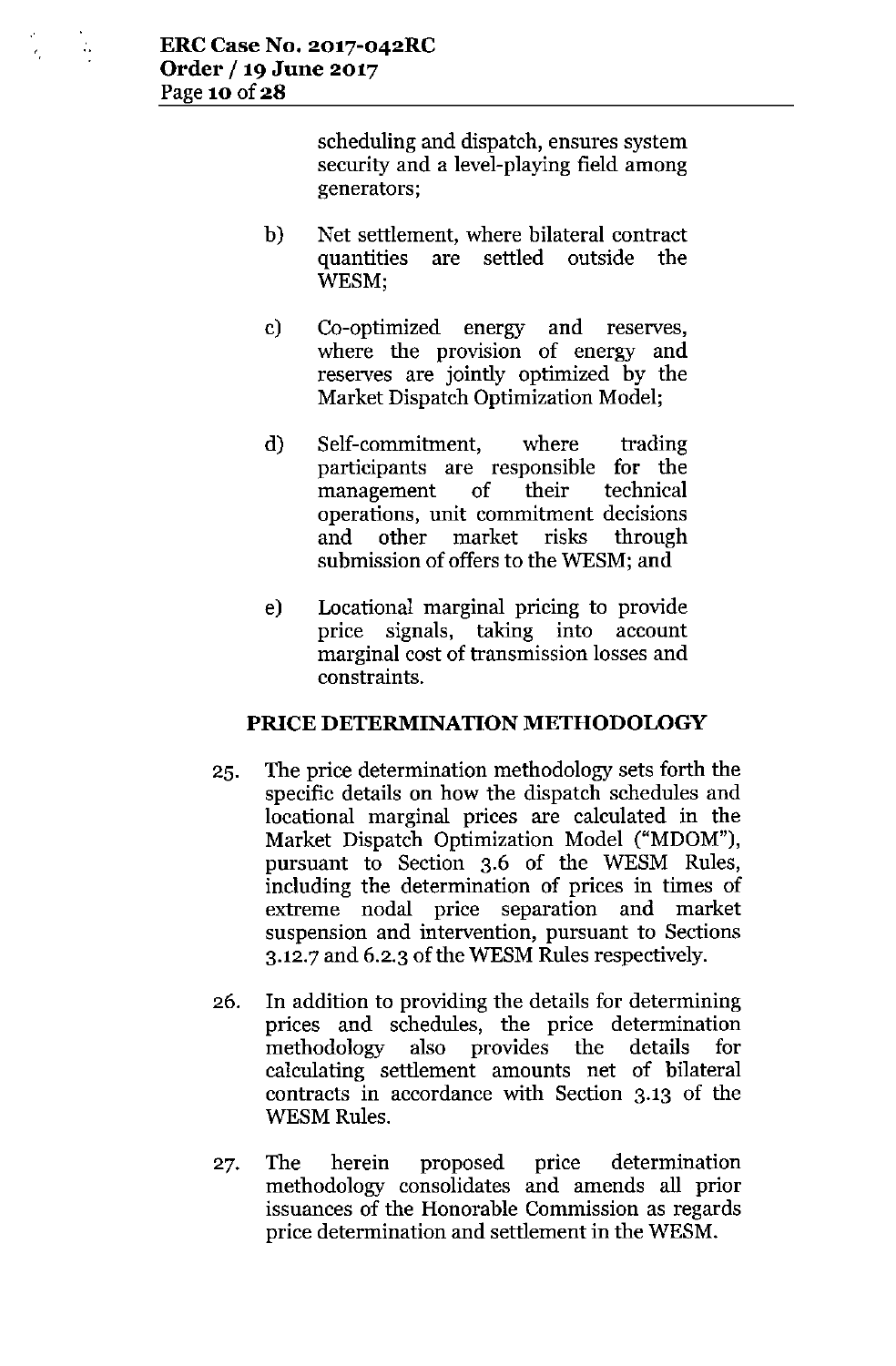scheduling and dispatch, ensures system security and a level-playing field among generators;

b) Net settlement, where bilateral contract quantities are settled outside the WESM;

c) Co-optimized energy and reserves, where the provision of energy and reserves are jointly optimized by the Market Dispatch Optimization Model;

d) Self-commitment, where trading participants are responsible for the management of their technical operations, unit commitment decisions and other market risks through submission of offers to the WESM; and

e) Locational marginal pricing to provide price signals, taking into account marginal cost of transmission losses and constraints.

## PRICE DETERMINATION METHODOLOGY

25. The price determination methodology sets forth the specific details on how the dispatch schedules and locational marginal prices are calculated in the Market Dispatch Optimization Model ("MDOM"), pursuant to Section 3.6 of the WESM Rules, including the determination of prices in times of extreme nodal price separation and market suspension and intervention, pursuant to Sections 3.12.7 and 6.2.3 of the WESM Rules respectively.

26. In addition to providing the details for determining prices and schedules, the price determination methodology also provides the details for calculating settlement amounts net of bilateral contracts in accordance with Section 3.13 of the WESM Rules.

27. The herein proposed price determination methodology consolidates and amends all prior issuances of the Honorable Commission as regards price determination and settlement in the WESM.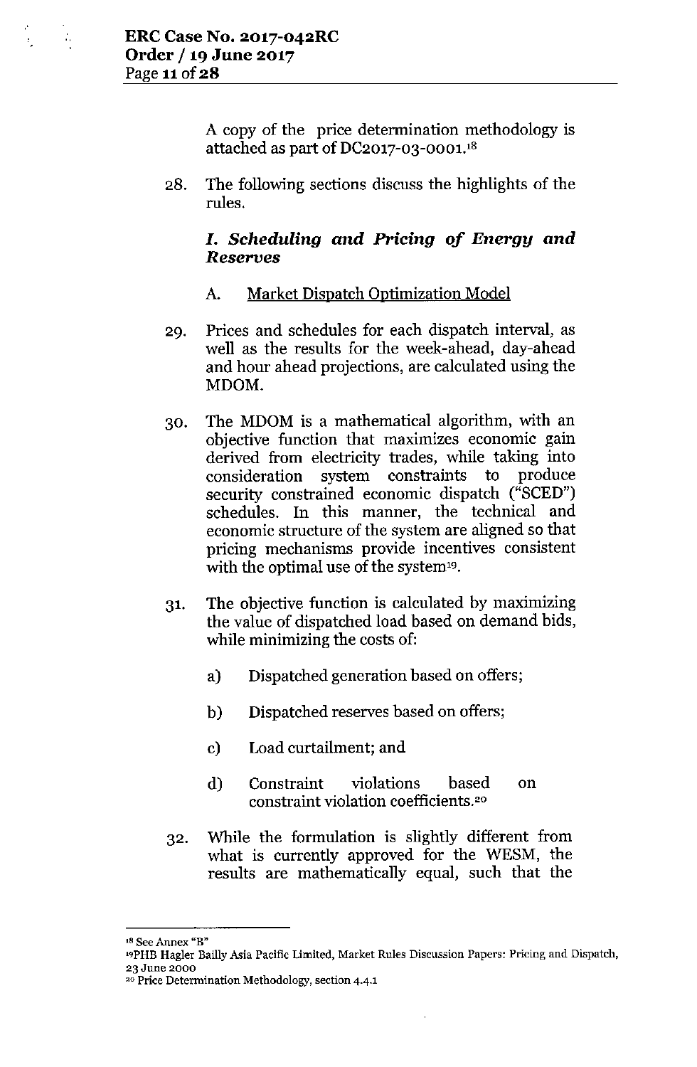A copy of the price determination methodology is attached as part of DC2017-03-0001.[18]

28. The following sections discuss the highlights of the rules.

### *I. Scheduling and Pricing of Energy and Reserves*

A. <u>Market Dispatch Optimization Model</u>

29. Prices and schedules for each dispatch interval, as well as the results for the week-ahead, day-ahead and hour ahead projections, are calculated using the MDOM.

30. The MDOM is a mathematical algorithm, with an objective function that maximizes economic gain derived from electricity trades, while taking into consideration system constraints to produce security constrained economic dispatch ("SCED") schedules. In this manner, the technical and economic structure of the system are aligned so that pricing mechanisms provide incentives consistent with the optimal use of the system[19].

31. The objective function is calculated by maximizing the value of dispatched load based on demand bids, while minimizing the costs of:

    a) Dispatched generation based on offers;

    b) Dispatched reserves based on offers;

    c) Load curtailment; and

    d) Constraint violations based on constraint violation coefficients.[20]

32. While the formulation is slightly different from what is currently approved for the WESM, the results are mathematically equal, such that the

---

[18] See Annex "B"

[19] PHB Hagler Bailly Asia Pacific Limited, Market Rules Discussion Papers: Pricing and Dispatch, 23 June 2000

[20] Price Determination Methodology, section 4.4.1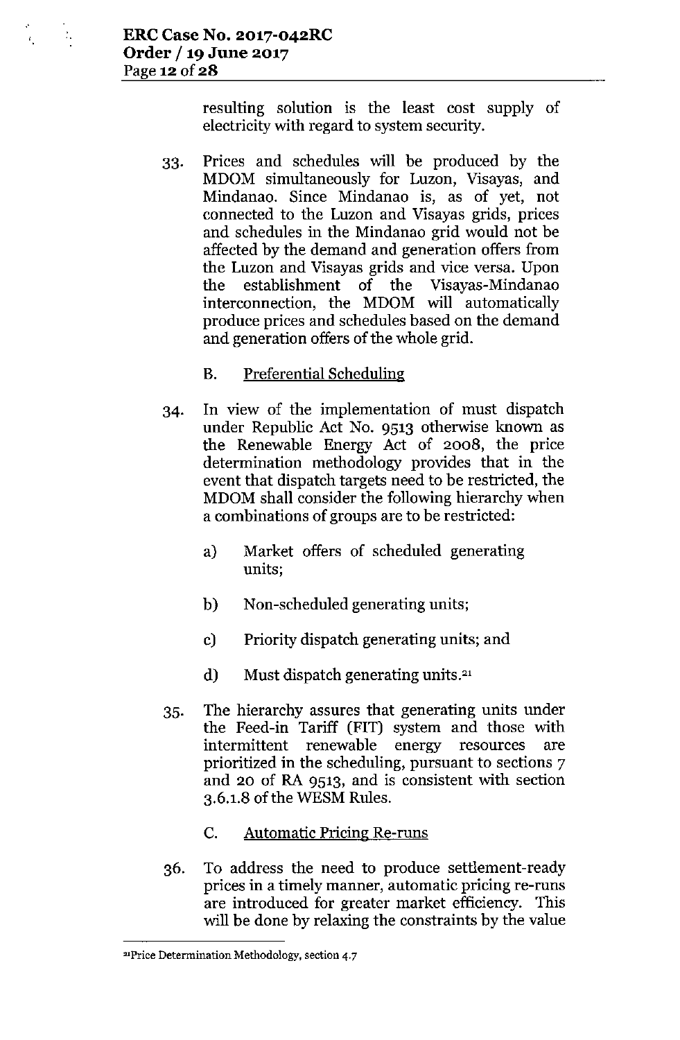resulting solution is the least cost supply of electricity with regard to system security.

33. Prices and schedules will be produced by the MDOM simultaneously for Luzon, Visayas, and Mindanao. Since Mindanao is, as of yet, not connected to the Luzon and Visayas grids, prices and schedules in the Mindanao grid would not be affected by the demand and generation offers from the Luzon and Visayas grids and vice versa. Upon the establishment of the Visayas-Mindanao interconnection, the MDOM will automatically produce prices and schedules based on the demand and generation offers of the whole grid.

    B. Preferential Scheduling

34. In view of the implementation of must dispatch under Republic Act No. 9513 otherwise known as the Renewable Energy Act of 2008, the price determination methodology provides that in the event that dispatch targets need to be restricted, the MDOM shall consider the following hierarchy when a combinations of groups are to be restricted:

    a) Market offers of scheduled generating units;

    b) Non-scheduled generating units;

    c) Priority dispatch generating units; and

    d) Must dispatch generating units.[21]

35. The hierarchy assures that generating units under the Feed-in Tariff (FIT) system and those with intermittent renewable energy resources are prioritized in the scheduling, pursuant to sections 7 and 20 of RA 9513, and is consistent with section 3.6.1.8 of the WESM Rules.

    C. Automatic Pricing Re-runs

36. To address the need to produce settlement-ready prices in a timely manner, automatic pricing re-runs are introduced for greater market efficiency. This will be done by relaxing the constraints by the value

---

[21] Price Determination Methodology, section 4.7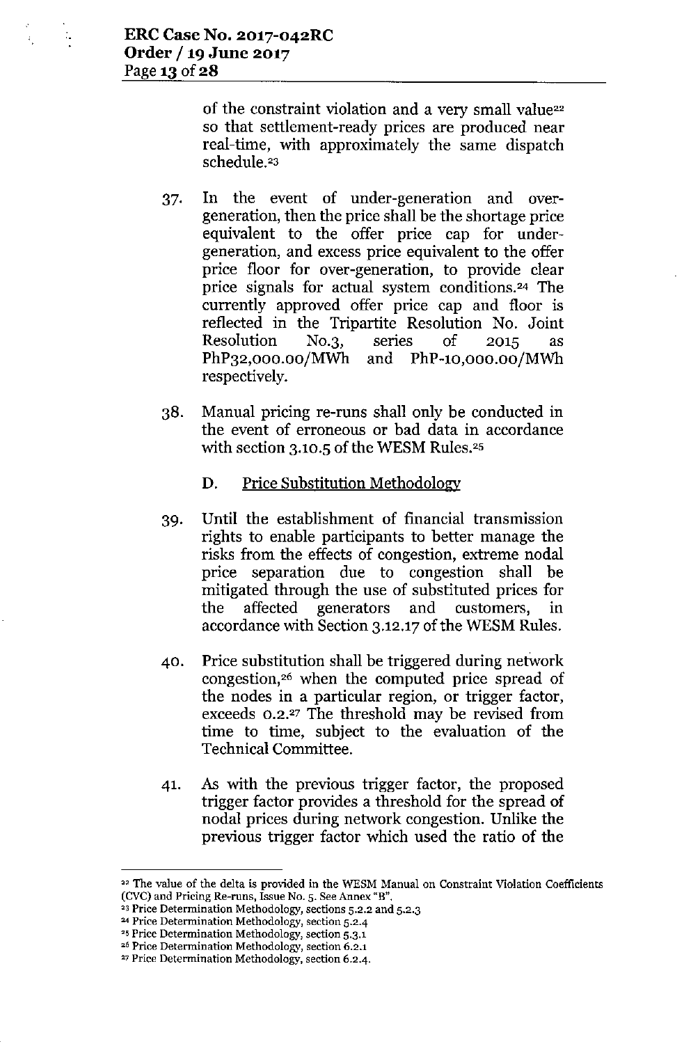of the constraint violation and a very small value[22] so that settlement-ready prices are produced near real-time, with approximately the same dispatch schedule.[23]

37. In the event of under-generation and over-generation, then the price shall be the shortage price equivalent to the offer price cap for under-generation, and excess price equivalent to the offer price floor for over-generation, to provide clear price signals for actual system conditions.[24] The currently approved offer price cap and floor is reflected in the Tripartite Resolution No. Joint Resolution No.3, series of 2015 as PhP32,000.00/MWh and PhP-10,000.00/MWh respectively.

38. Manual pricing re-runs shall only be conducted in the event of erroneous or bad data in accordance with section 3.10.5 of the WESM Rules.[25]

### D. Price Substitution Methodology

39. Until the establishment of financial transmission rights to enable participants to better manage the risks from the effects of congestion, extreme nodal price separation due to congestion shall be mitigated through the use of substituted prices for the affected generators and customers, in accordance with Section 3.12.17 of the WESM Rules.

40. Price substitution shall be triggered during network congestion,[26] when the computed price spread of the nodes in a particular region, or trigger factor, exceeds 0.2.[27] The threshold may be revised from time to time, subject to the evaluation of the Technical Committee.

41. As with the previous trigger factor, the proposed trigger factor provides a threshold for the spread of nodal prices during network congestion. Unlike the previous trigger factor which used the ratio of the

---

[22] The value of the delta is provided in the WESM Manual on Constraint Violation Coefficients (CVC) and Pricing Re-runs, Issue No. 5. See Annex "B".

[23] Price Determination Methodology, sections 5.2.2 and 5.2.3

[24] Price Determination Methodology, section 5.2.4

[25] Price Determination Methodology, section 5.3.1

[26] Price Determination Methodology, section 6.2.1

[27] Price Determination Methodology, section 6.2.4.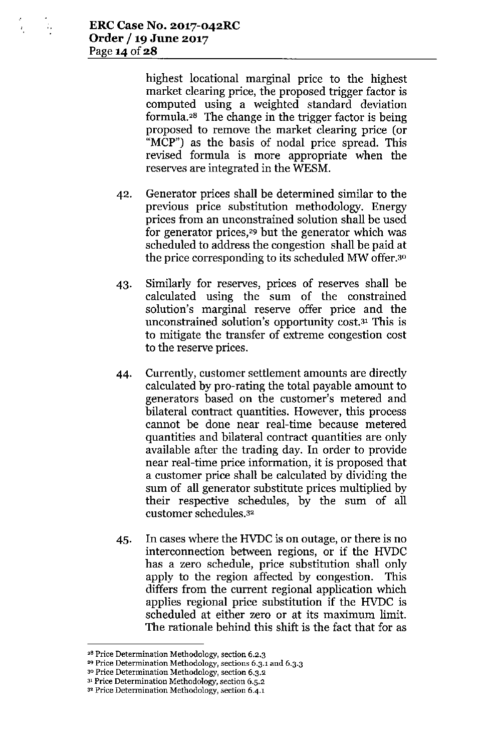highest locational marginal price to the highest market clearing price, the proposed trigger factor is computed using a weighted standard deviation formula.[28] The change in the trigger factor is being proposed to remove the market clearing price (or "MCP") as the basis of nodal price spread. This revised formula is more appropriate when the reserves are integrated in the WESM.

42. Generator prices shall be determined similar to the previous price substitution methodology. Energy prices from an unconstrained solution shall be used for generator prices,[29] but the generator which was scheduled to address the congestion shall be paid at the price corresponding to its scheduled MW offer.[30]

43. Similarly for reserves, prices of reserves shall be calculated using the sum of the constrained solution's marginal reserve offer price and the unconstrained solution's opportunity cost.[31] This is to mitigate the transfer of extreme congestion cost to the reserve prices.

44. Currently, customer settlement amounts are directly calculated by pro-rating the total payable amount to generators based on the customer's metered and bilateral contract quantities. However, this process cannot be done near real-time because metered quantities and bilateral contract quantities are only available after the trading day. In order to provide near real-time price information, it is proposed that a customer price shall be calculated by dividing the sum of all generator substitute prices multiplied by their respective schedules, by the sum of all customer schedules.[32]

45. In cases where the HVDC is on outage, or there is no interconnection between regions, or if the HVDC has a zero schedule, price substitution shall only apply to the region affected by congestion. This differs from the current regional application which applies regional price substitution if the HVDC is scheduled at either zero or at its maximum limit. The rationale behind this shift is the fact that for as

---

[28] Price Determination Methodology, section 6.2.3

[29] Price Determination Methodology, sections 6.3.1 and 6.3.3

[30] Price Determination Methodology, section 6.3.2

[31] Price Determination Methodology, section 6.5.2

[32] Price Determination Methodology, section 6.4.1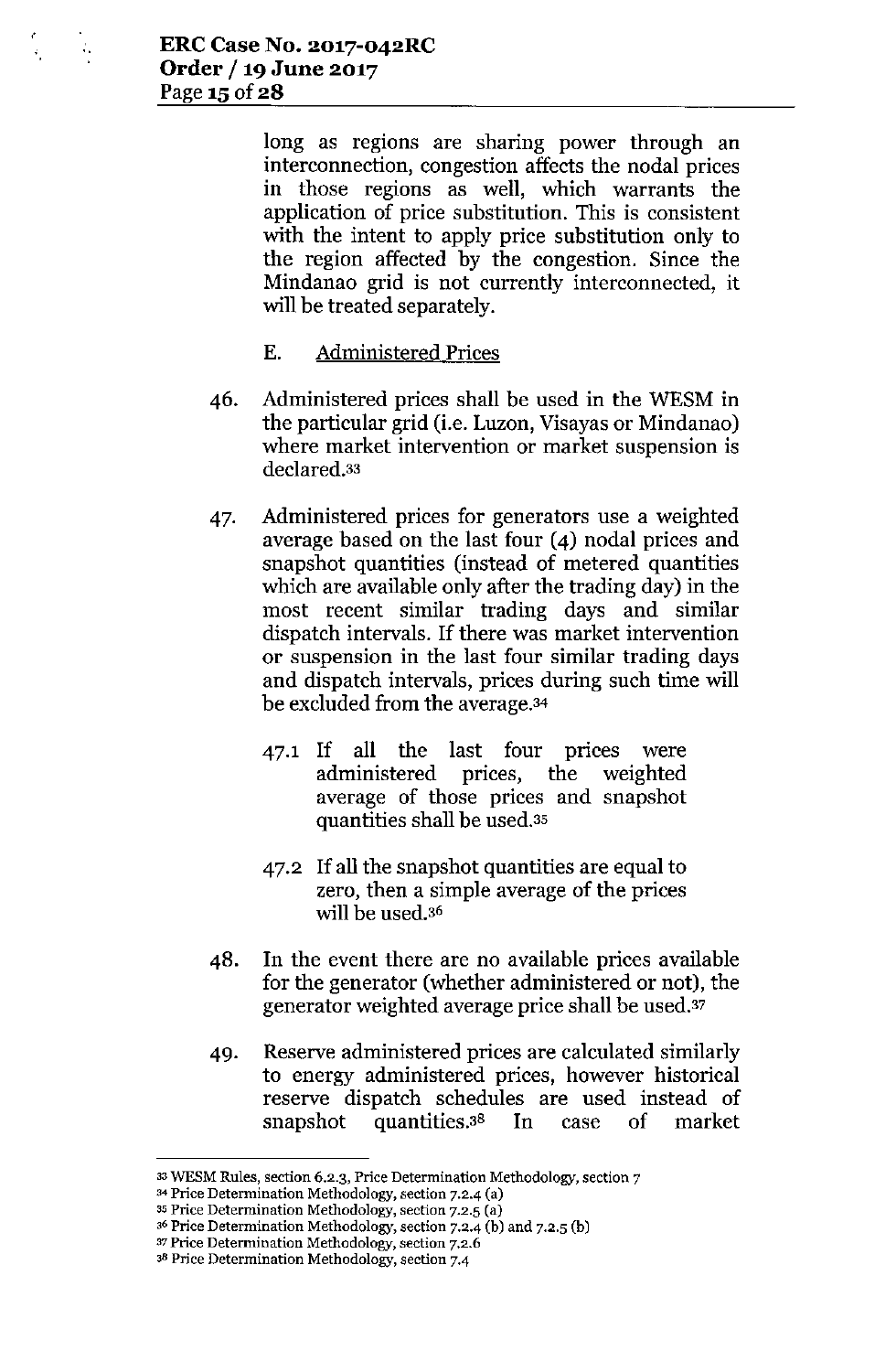long as regions are sharing power through an interconnection, congestion affects the nodal prices in those regions as well, which warrants the application of price substitution. This is consistent with the intent to apply price substitution only to the region affected by the congestion. Since the Mindanao grid is not currently interconnected, it will be treated separately.

E. Administered Prices

46. Administered prices shall be used in the WESM in the particular grid (i.e. Luzon, Visayas or Mindanao) where market intervention or market suspension is declared.[33]

47. Administered prices for generators use a weighted average based on the last four (4) nodal prices and snapshot quantities (instead of metered quantities which are available only after the trading day) in the most recent similar trading days and similar dispatch intervals. If there was market intervention or suspension in the last four similar trading days and dispatch intervals, prices during such time will be excluded from the average.[34]

    47.1 If all the last four prices were administered prices, the weighted average of those prices and snapshot quantities shall be used.[35]

    47.2 If all the snapshot quantities are equal to zero, then a simple average of the prices will be used.[36]

48. In the event there are no available prices available for the generator (whether administered or not), the generator weighted average price shall be used.[37]

49. Reserve administered prices are calculated similarly to energy administered prices, however historical reserve dispatch schedules are used instead of snapshot quantities.[38] In case of market

---

[33] WESM Rules, section 6.2.3, Price Determination Methodology, section 7

[34] Price Determination Methodology, section 7.2.4 (a)

[35] Price Determination Methodology, section 7.2.5 (a)

[36] Price Determination Methodology, section 7.2.4 (b) and 7.2.5 (b)

[37] Price Determination Methodology, section 7.2.6

[38] Price Determination Methodology, section 7.4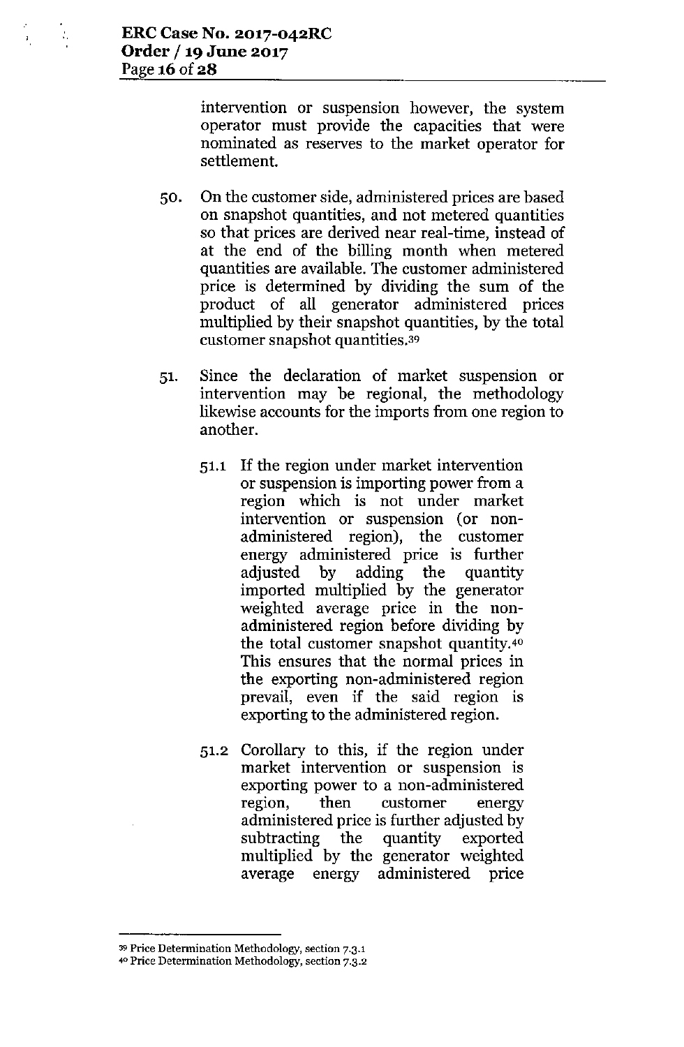intervention or suspension however, the system operator must provide the capacities that were nominated as reserves to the market operator for settlement.

50. On the customer side, administered prices are based on snapshot quantities, and not metered quantities so that prices are derived near real-time, instead of at the end of the billing month when metered quantities are available. The customer administered price is determined by dividing the sum of the product of all generator administered prices multiplied by their snapshot quantities, by the total customer snapshot quantities.[39]

51. Since the declaration of market suspension or intervention may be regional, the methodology likewise accounts for the imports from one region to another.

    51.1 If the region under market intervention or suspension is importing power from a region which is not under market intervention or suspension (or non-administered region), the customer energy administered price is further adjusted by adding the quantity imported multiplied by the generator weighted average price in the non-administered region before dividing by the total customer snapshot quantity.[40] This ensures that the normal prices in the exporting non-administered region prevail, even if the said region is exporting to the administered region.

    51.2 Corollary to this, if the region under market intervention or suspension is exporting power to a non-administered region, then customer energy administered price is further adjusted by subtracting the quantity exported multiplied by the generator weighted average energy administered price

---

[39] Price Determination Methodology, section 7.3.1

[40] Price Determination Methodology, section 7.3.2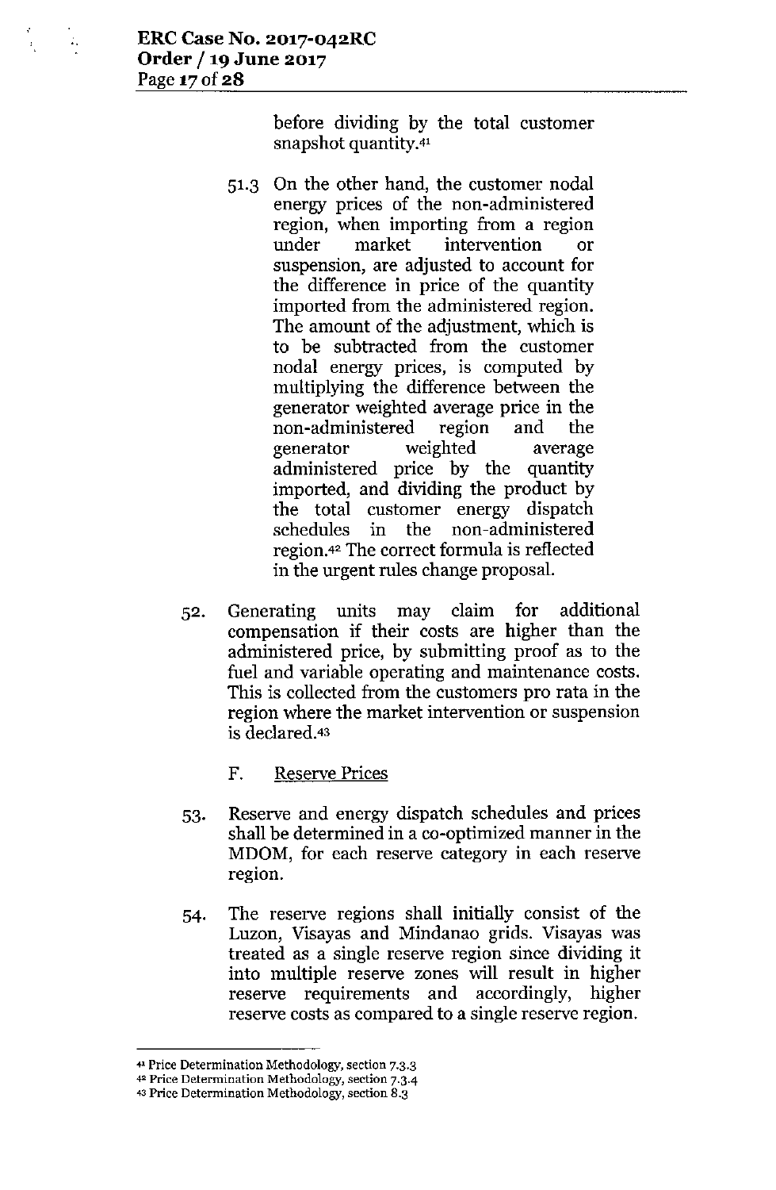before dividing by the total customer snapshot quantity.[41]

51.3 On the other hand, the customer nodal energy prices of the non-administered region, when importing from a region under market intervention or suspension, are adjusted to account for the difference in price of the quantity imported from the administered region. The amount of the adjustment, which is to be subtracted from the customer nodal energy prices, is computed by multiplying the difference between the generator weighted average price in the non-administered region and the generator weighted average administered price by the quantity imported, and dividing the product by the total customer energy dispatch schedules in the non-administered region.[42] The correct formula is reflected in the urgent rules change proposal.

52. Generating units may claim for additional compensation if their costs are higher than the administered price, by submitting proof as to the fuel and variable operating and maintenance costs. This is collected from the customers pro rata in the region where the market intervention or suspension is declared.[43]

F. Reserve Prices

53. Reserve and energy dispatch schedules and prices shall be determined in a co-optimized manner in the MDOM, for each reserve category in each reserve region.

54. The reserve regions shall initially consist of the Luzon, Visayas and Mindanao grids. Visayas was treated as a single reserve region since dividing it into multiple reserve zones will result in higher reserve requirements and accordingly, higher reserve costs as compared to a single reserve region.

---

[41] Price Determination Methodology, section 7.3.3

[42] Price Determination Methodology, section 7.3.4

[43] Price Determination Methodology, section 8.3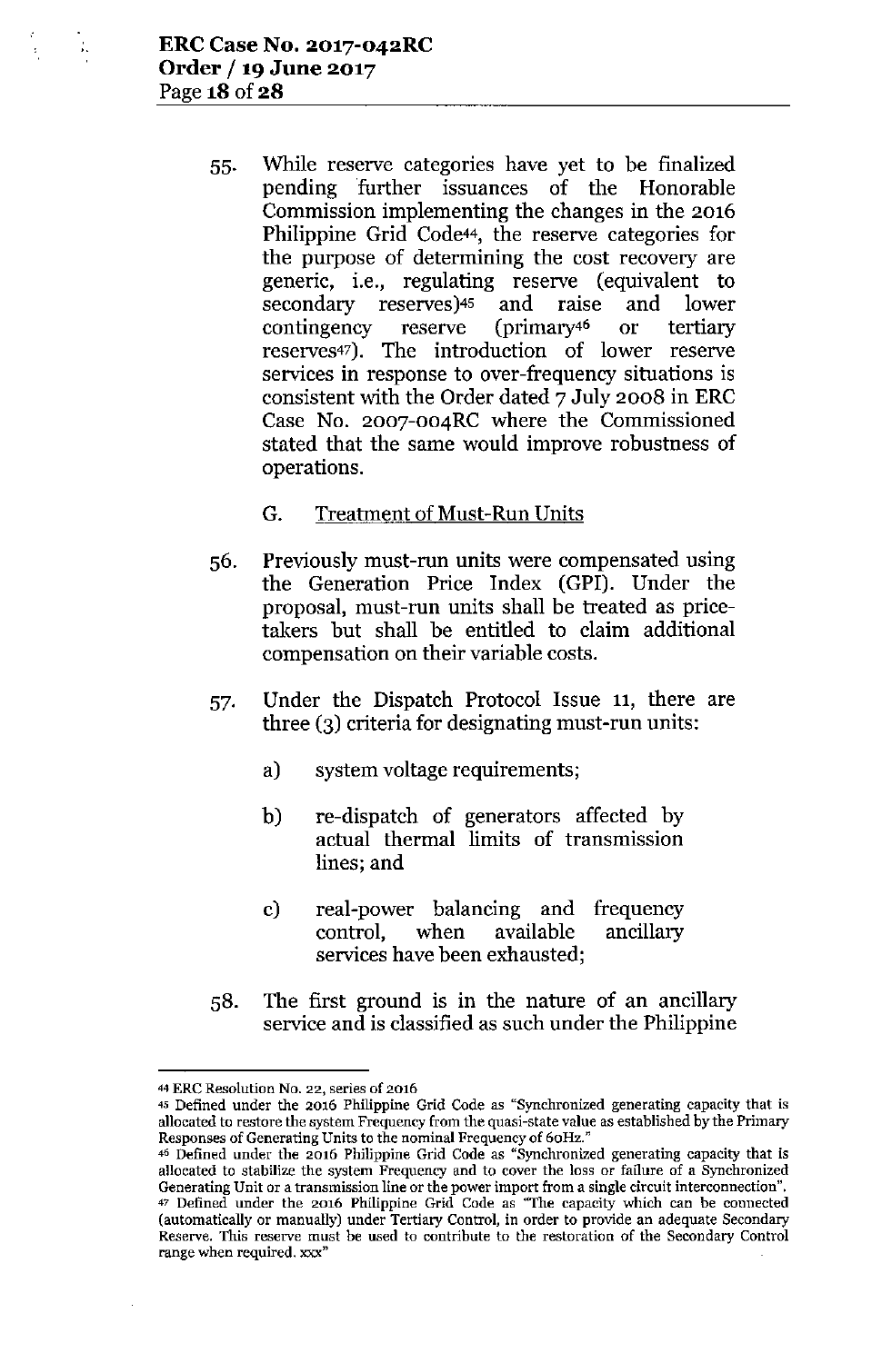55. While reserve categories have yet to be finalized pending further issuances of the Honorable Commission implementing the changes in the 2016 Philippine Grid Code[44], the reserve categories for the purpose of determining the cost recovery are generic, i.e., regulating reserve (equivalent to secondary reserves)[45] and raise and lower contingency reserve (primary[46] or tertiary reserves[47]). The introduction of lower reserve services in response to over-frequency situations is consistent with the Order dated 7 July 2008 in ERC Case No. 2007-004RC where the Commissioned stated that the same would improve robustness of operations.

G. Treatment of Must-Run Units

56. Previously must-run units were compensated using the Generation Price Index (GPI). Under the proposal, must-run units shall be treated as price-takers but shall be entitled to claim additional compensation on their variable costs.

57. Under the Dispatch Protocol Issue 11, there are three (3) criteria for designating must-run units:

    a) system voltage requirements;

    b) re-dispatch of generators affected by actual thermal limits of transmission lines; and

    c) real-power balancing and frequency control, when available ancillary services have been exhausted;

58. The first ground is in the nature of an ancillary service and is classified as such under the Philippine

---

[44] ERC Resolution No. 22, series of 2016

[45] Defined under the 2016 Philippine Grid Code as "Synchronized generating capacity that is allocated to restore the system Frequency from the quasi-state value as established by the Primary Responses of Generating Units to the nominal Frequency of 60Hz."

[46] Defined under the 2016 Philippine Grid Code as "Synchronized generating capacity that is allocated to stabilize the system Frequency and to cover the loss or failure of a Synchronized Generating Unit or a transmission line or the power import from a single circuit interconnection".

[47] Defined under the 2016 Philippine Grid Code as "The capacity which can be connected (automatically or manually) under Tertiary Control, in order to provide an adequate Secondary Reserve. This reserve must be used to contribute to the restoration of the Secondary Control range when required. xxx"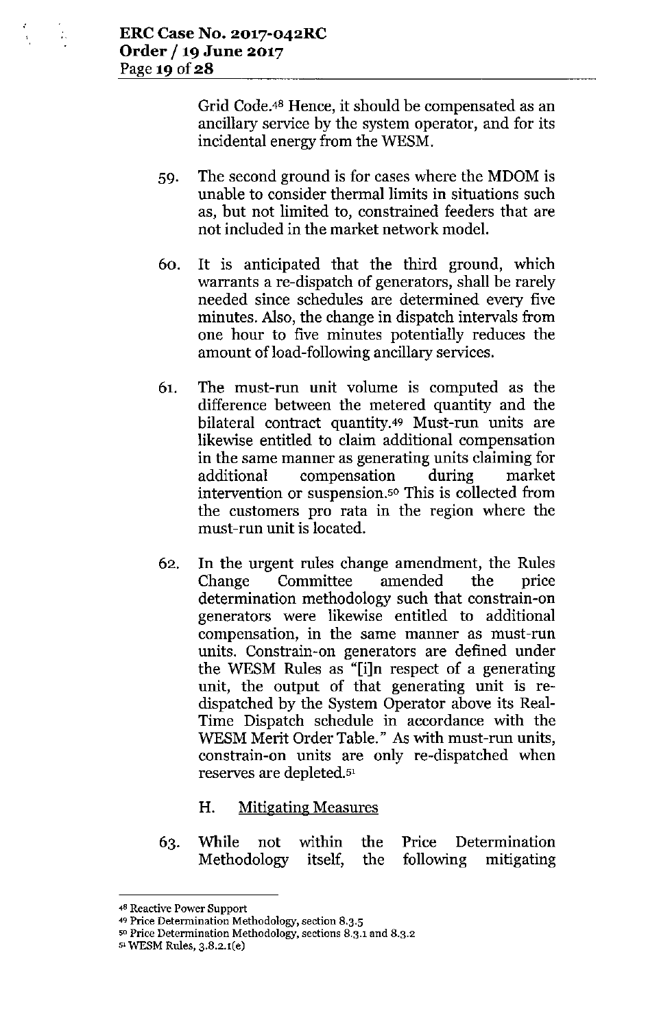Grid Code.[48] Hence, it should be compensated as an ancillary service by the system operator, and for its incidental energy from the WESM.

59. The second ground is for cases where the MDOM is unable to consider thermal limits in situations such as, but not limited to, constrained feeders that are not included in the market network model.

60. It is anticipated that the third ground, which warrants a re-dispatch of generators, shall be rarely needed since schedules are determined every five minutes. Also, the change in dispatch intervals from one hour to five minutes potentially reduces the amount of load-following ancillary services.

61. The must-run unit volume is computed as the difference between the metered quantity and the bilateral contract quantity.[49] Must-run units are likewise entitled to claim additional compensation in the same manner as generating units claiming for additional compensation during market intervention or suspension.[50] This is collected from the customers pro rata in the region where the must-run unit is located.

62. In the urgent rules change amendment, the Rules Change Committee amended the price determination methodology such that constrain-on generators were likewise entitled to additional compensation, in the same manner as must-run units. Constrain-on generators are defined under the WESM Rules as "[i]n respect of a generating unit, the output of that generating unit is re-dispatched by the System Operator above its Real-Time Dispatch schedule in accordance with the WESM Merit Order Table." As with must-run units, constrain-on units are only re-dispatched when reserves are depleted.[51]

## H. Mitigating Measures

63. While not within the Price Determination Methodology itself, the following mitigating

---

[48] Reactive Power Support

[49] Price Determination Methodology, section 8.3.5

[50] Price Determination Methodology, sections 8.3.1 and 8.3.2

[51] WESM Rules, 3.8.2.1(e)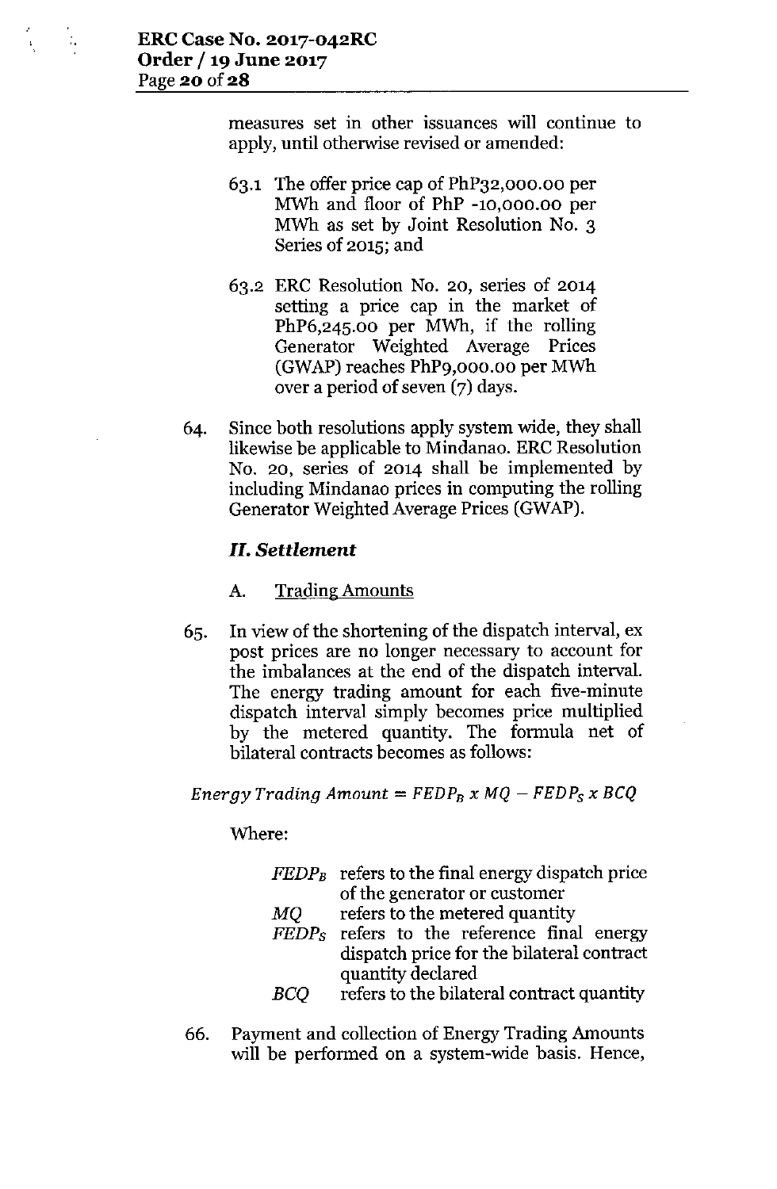measures set in other issuances will continue to apply, until otherwise revised or amended:

63.1 The offer price cap of PhP32,000.00 per MWh and floor of PhP -10,000.00 per MWh as set by Joint Resolution No. 3 Series of 2015; and

63.2 ERC Resolution No. 20, series of 2014 setting a price cap in the market of PhP6,245.00 per MWh, if the rolling Generator Weighted Average Prices (GWAP) reaches PhP9,000.00 per MWh over a period of seven (7) days.

64. Since both resolutions apply system wide, they shall likewise be applicable to Mindanao. ERC Resolution No. 20, series of 2014 shall be implemented by including Mindanao prices in computing the rolling Generator Weighted Average Prices (GWAP).

### *II. Settlement*

A. Trading Amounts

65. In view of the shortening of the dispatch interval, ex post prices are no longer necessary to account for the imbalances at the end of the dispatch interval. The energy trading amount for each five-minute dispatch interval simply becomes price multiplied by the metered quantity. The formula net of bilateral contracts becomes as follows:

$$Energy\ Trading\ Amount = FEDP_B \ x\ MQ - FEDP_S \ x\ BCQ$$

Where:

| | |
|---|---|
| $FEDP_B$ | refers to the final energy dispatch price of the generator or customer |
| $MQ$ | refers to the metered quantity |
| $FEDP_S$ | refers to the reference final energy dispatch price for the bilateral contract quantity declared |
| $BCQ$ | refers to the bilateral contract quantity |

66. Payment and collection of Energy Trading Amounts will be performed on a system-wide basis. Hence,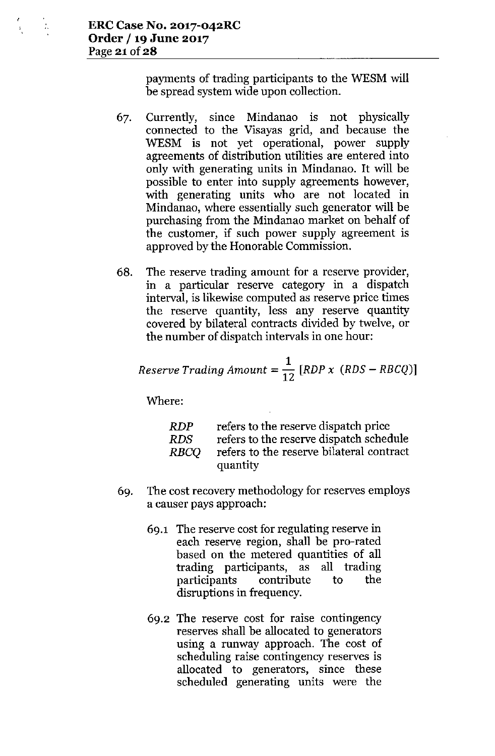payments of trading participants to the WESM will be spread system wide upon collection.

67. Currently, since Mindanao is not physically connected to the Visayas grid, and because the WESM is not yet operational, power supply agreements of distribution utilities are entered into only with generating units in Mindanao. It will be possible to enter into supply agreements however, with generating units who are not located in Mindanao, where essentially such generator will be purchasing from the Mindanao market on behalf of the customer, if such power supply agreement is approved by the Honorable Commission.

68. The reserve trading amount for a reserve provider, in a particular reserve category in a dispatch interval, is likewise computed as reserve price times the reserve quantity, less any reserve quantity covered by bilateral contracts divided by twelve, or the number of dispatch intervals in one hour:

$$Reserve\ Trading\ Amount = \frac{1}{12}\left[RDP\ x\ \left(RDS - RBCQ\right)\right]$$

Where:

| | |
|---|---|
| *RDP* | refers to the reserve dispatch price |
| *RDS* | refers to the reserve dispatch schedule |
| *RBCQ* | refers to the reserve bilateral contract quantity |

69. The cost recovery methodology for reserves employs a causer pays approach:

    69.1 The reserve cost for regulating reserve in each reserve region, shall be pro-rated based on the metered quantities of all trading participants, as all trading participants contribute to the disruptions in frequency.

    69.2 The reserve cost for raise contingency reserves shall be allocated to generators using a runway approach. The cost of scheduling raise contingency reserves is allocated to generators, since these scheduled generating units were the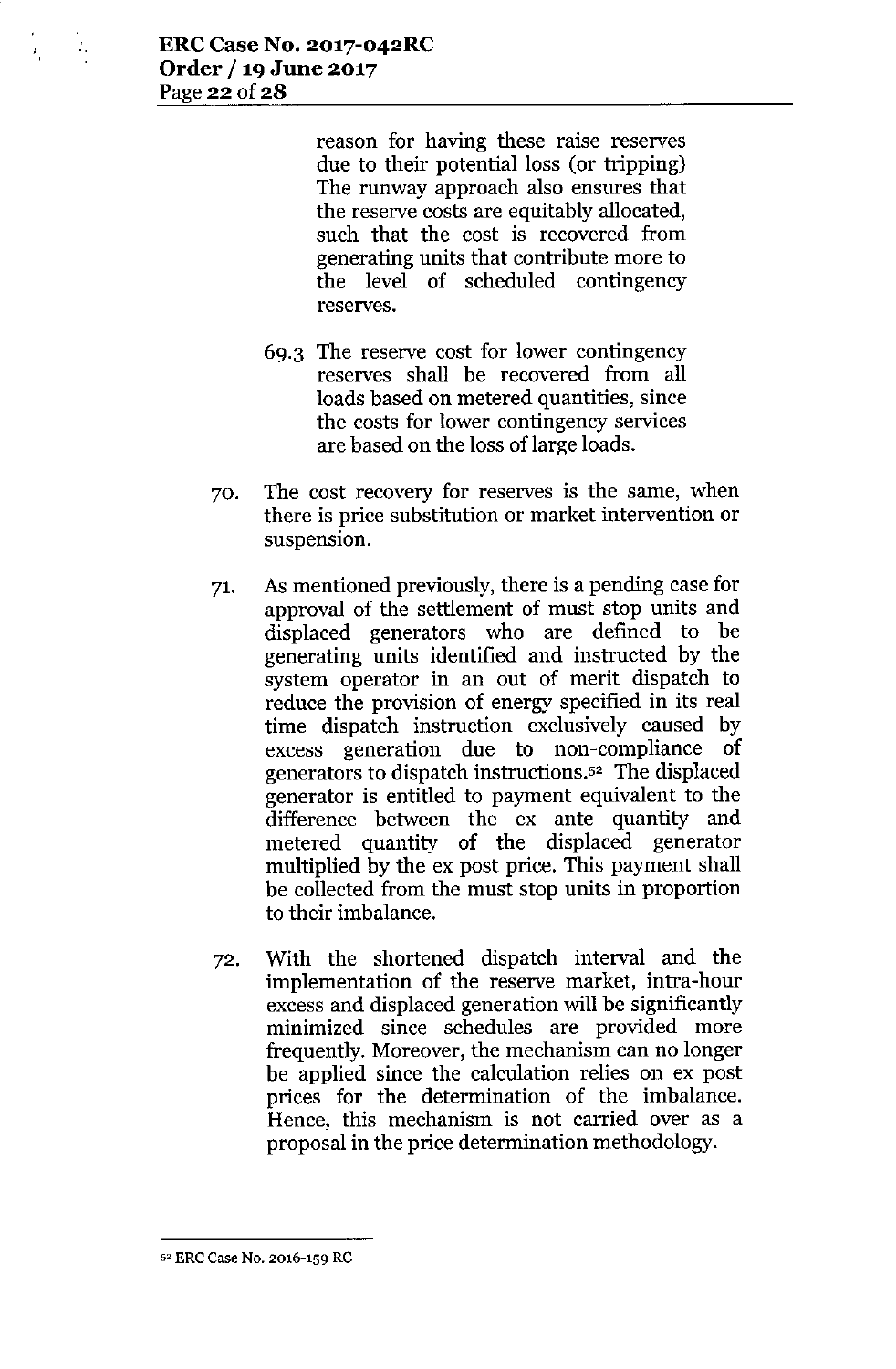reason for having these raise reserves due to their potential loss (or tripping) The runway approach also ensures that the reserve costs are equitably allocated, such that the cost is recovered from generating units that contribute more to the level of scheduled contingency reserves.

69.3 The reserve cost for lower contingency reserves shall be recovered from all loads based on metered quantities, since the costs for lower contingency services are based on the loss of large loads.

70. The cost recovery for reserves is the same, when there is price substitution or market intervention or suspension.

71. As mentioned previously, there is a pending case for approval of the settlement of must stop units and displaced generators who are defined to be generating units identified and instructed by the system operator in an out of merit dispatch to reduce the provision of energy specified in its real time dispatch instruction exclusively caused by excess generation due to non-compliance of generators to dispatch instructions.[52] The displaced generator is entitled to payment equivalent to the difference between the ex ante quantity and metered quantity of the displaced generator multiplied by the ex post price. This payment shall be collected from the must stop units in proportion to their imbalance.

72. With the shortened dispatch interval and the implementation of the reserve market, intra-hour excess and displaced generation will be significantly minimized since schedules are provided more frequently. Moreover, the mechanism can no longer be applied since the calculation relies on ex post prices for the determination of the imbalance. Hence, this mechanism is not carried over as a proposal in the price determination methodology.

---

[52] ERC Case No. 2016-159 RC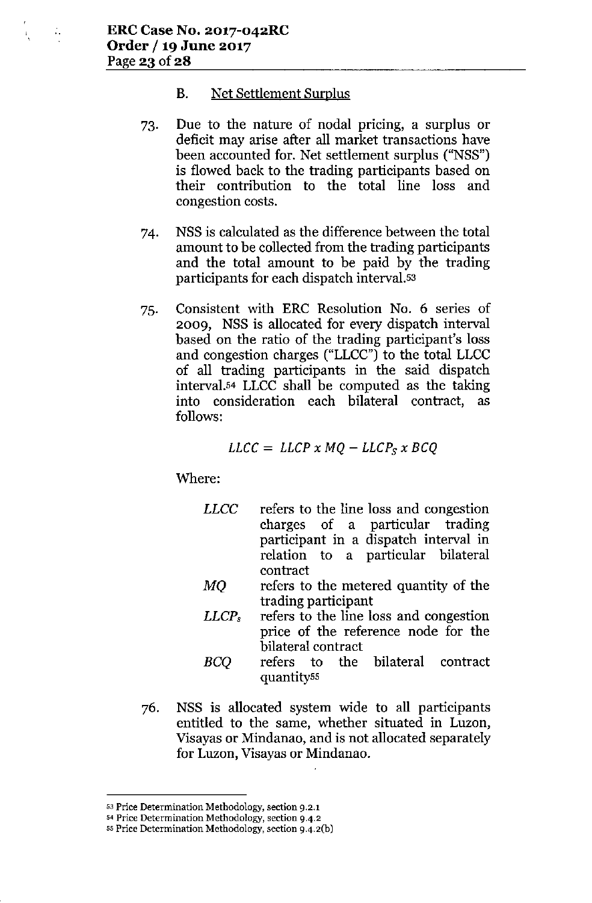B. Net Settlement Surplus

73. Due to the nature of nodal pricing, a surplus or deficit may arise after all market transactions have been accounted for. Net settlement surplus ("NSS") is flowed back to the trading participants based on their contribution to the total line loss and congestion costs.

74. NSS is calculated as the difference between the total amount to be collected from the trading participants and the total amount to be paid by the trading participants for each dispatch interval.[53]

75. Consistent with ERC Resolution No. 6 series of 2009, NSS is allocated for every dispatch interval based on the ratio of the trading participant's loss and congestion charges ("LLCC") to the total LLCC of all trading participants in the said dispatch interval.[54] LLCC shall be computed as the taking into consideration each bilateral contract, as follows:

$$LLCC = LLCP \: x \: MQ - LLCP_S \: x \: BCQ$$

Where:

- *LLCC* refers to the line loss and congestion charges of a particular trading participant in a dispatch interval in relation to a particular bilateral contract
- *MQ* refers to the metered quantity of the trading participant
- $LLCP_s$ refers to the line loss and congestion price of the reference node for the bilateral contract
- *BCQ* refers to the bilateral contract quantity[55]

76. NSS is allocated system wide to all participants entitled to the same, whether situated in Luzon, Visayas or Mindanao, and is not allocated separately for Luzon, Visayas or Mindanao.

---

[53] Price Determination Methodology, section 9.2.1

[54] Price Determination Methodology, section 9.4.2

[55] Price Determination Methodology, section 9.4.2(b)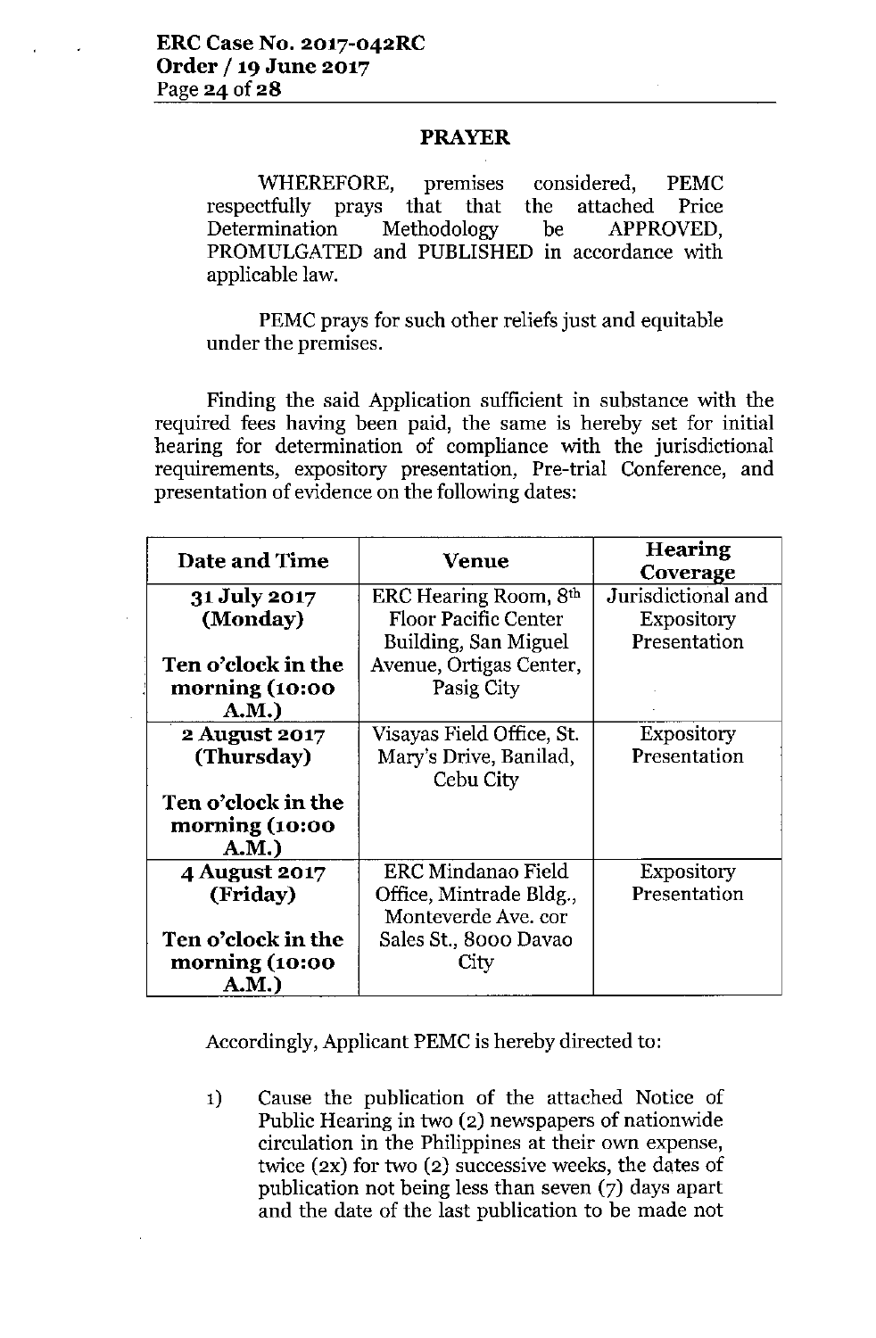## PRAYER

WHEREFORE, premises considered, PEMC respectfully prays that that the attached Price Determination Methodology be APPROVED, PROMULGATED and PUBLISHED in accordance with applicable law.

PEMC prays for such other reliefs just and equitable under the premises.

Finding the said Application sufficient in substance with the required fees having been paid, the same is hereby set for initial hearing for determination of compliance with the jurisdictional requirements, expository presentation, Pre-trial Conference, and presentation of evidence on the following dates:

| Date and Time | Venue | Hearing Coverage |
|---|---|---|
| **31 July 2017 (Monday)** <br> **Ten o'clock in the morning (10:00 A.M.)** | ERC Hearing Room, 8th Floor Pacific Center Building, San Miguel Avenue, Ortigas Center, Pasig City | Jurisdictional and Expository Presentation |
| **2 August 2017 (Thursday)** <br> **Ten o'clock in the morning (10:00 A.M.)** | Visayas Field Office, St. Mary's Drive, Banilad, Cebu City | Expository Presentation |
| **4 August 2017 (Friday)** <br> **Ten o'clock in the morning (10:00 A.M.)** | ERC Mindanao Field Office, Mintrade Bldg., Monteverde Ave. cor Sales St., 8000 Davao City | Expository Presentation |

Accordingly, Applicant PEMC is hereby directed to:

1) Cause the publication of the attached Notice of Public Hearing in two (2) newspapers of nationwide circulation in the Philippines at their own expense, twice (2x) for two (2) successive weeks, the dates of publication not being less than seven (7) days apart and the date of the last publication to be made not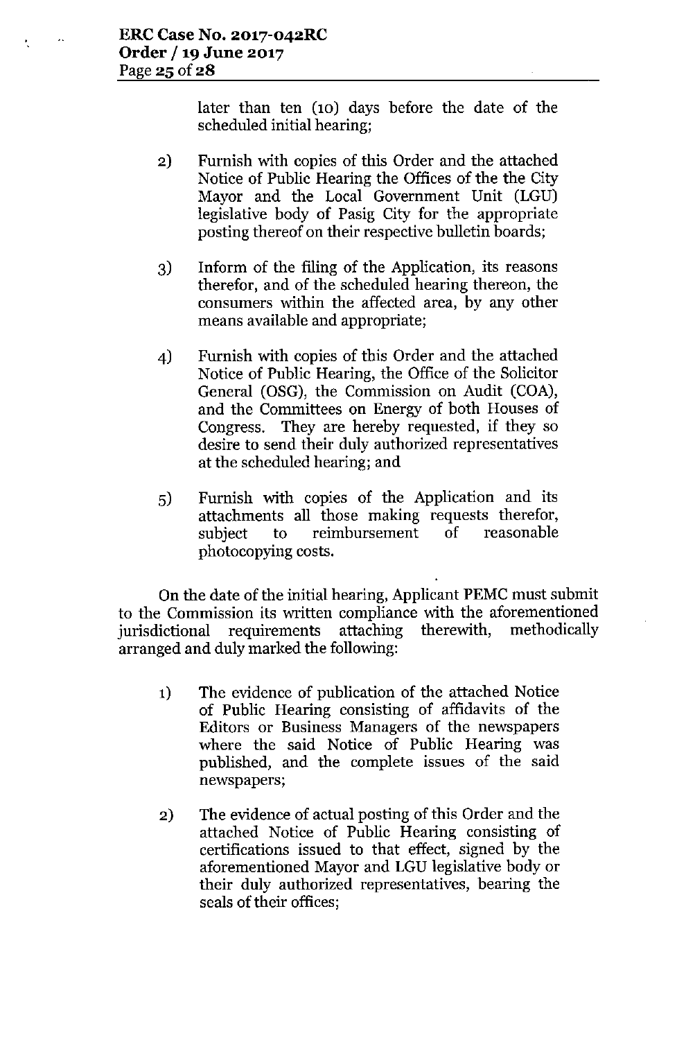later than ten (10) days before the date of the scheduled initial hearing;

2) Furnish with copies of this Order and the attached Notice of Public Hearing the Offices of the the City Mayor and the Local Government Unit (LGU) legislative body of Pasig City for the appropriate posting thereof on their respective bulletin boards;

3) Inform of the filing of the Application, its reasons therefor, and of the scheduled hearing thereon, the consumers within the affected area, by any other means available and appropriate;

4) Furnish with copies of this Order and the attached Notice of Public Hearing, the Office of the Solicitor General (OSG), the Commission on Audit (COA), and the Committees on Energy of both Houses of Congress. They are hereby requested, if they so desire to send their duly authorized representatives at the scheduled hearing; and

5) Furnish with copies of the Application and its attachments all those making requests therefor, subject to reimbursement of reasonable photocopying costs.

On the date of the initial hearing, Applicant PEMC must submit to the Commission its written compliance with the aforementioned jurisdictional requirements attaching therewith, methodically arranged and duly marked the following:

1) The evidence of publication of the attached Notice of Public Hearing consisting of affidavits of the Editors or Business Managers of the newspapers where the said Notice of Public Hearing was published, and the complete issues of the said newspapers;

2) The evidence of actual posting of this Order and the attached Notice of Public Hearing consisting of certifications issued to that effect, signed by the aforementioned Mayor and LGU legislative body or their duly authorized representatives, bearing the seals of their offices;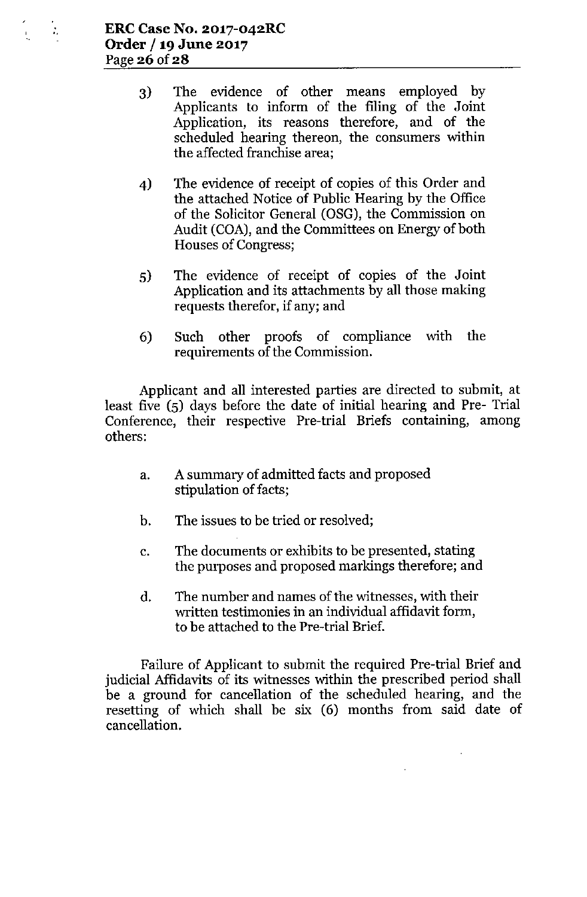3) The evidence of other means employed by Applicants to inform of the filing of the Joint Application, its reasons therefore, and of the scheduled hearing thereon, the consumers within the affected franchise area;

4) The evidence of receipt of copies of this Order and the attached Notice of Public Hearing by the Office of the Solicitor General (OSG), the Commission on Audit (COA), and the Committees on Energy of both Houses of Congress;

5) The evidence of receipt of copies of the Joint Application and its attachments by all those making requests therefor, if any; and

6) Such other proofs of compliance with the requirements of the Commission.

Applicant and all interested parties are directed to submit, at least five (5) days before the date of initial hearing and Pre- Trial Conference, their respective Pre-trial Briefs containing, among others:

a. A summary of admitted facts and proposed stipulation of facts;

b. The issues to be tried or resolved;

c. The documents or exhibits to be presented, stating the purposes and proposed markings therefore; and

d. The number and names of the witnesses, with their written testimonies in an individual affidavit form, to be attached to the Pre-trial Brief.

Failure of Applicant to submit the required Pre-trial Brief and judicial Affidavits of its witnesses within the prescribed period shall be a ground for cancellation of the scheduled hearing, and the resetting of which shall be six (6) months from said date of cancellation.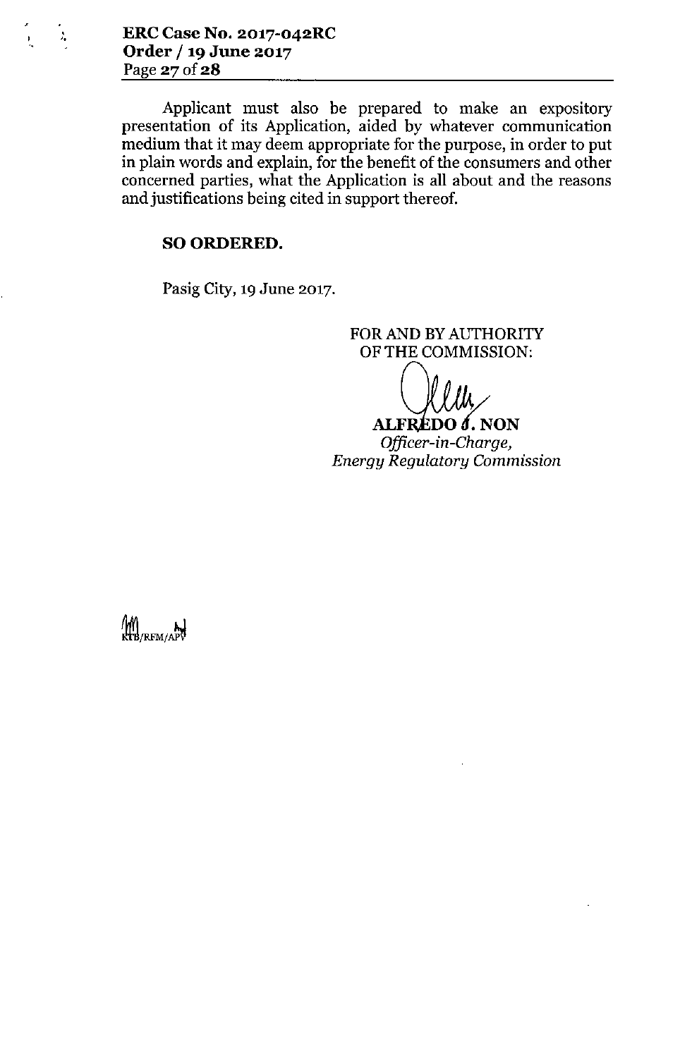Applicant must also be prepared to make an expository presentation of its Application, aided by whatever communication medium that it may deem appropriate for the purpose, in order to put in plain words and explain, for the benefit of the consumers and other concerned parties, what the Application is all about and the reasons and justifications being cited in support thereof.

**SO ORDERED.**

Pasig City, 19 June 2017.

FOR AND BY AUTHORITY
OF THE COMMISSION:

**ALFREDO J. NON**
*Officer-in-Charge,*
*Energy Regulatory Commission*

KTB/RFM/APV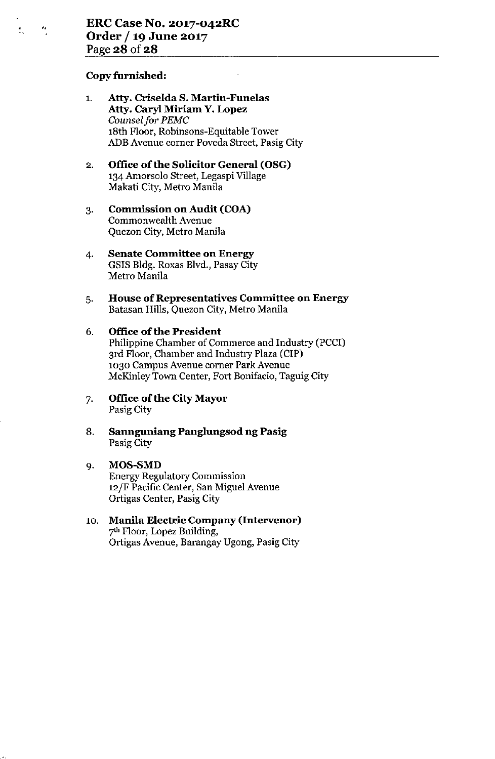**Copy furnished:**

1. **Atty. Criselda S. Martin-Funelas**
   **Atty. Caryl Miriam Y. Lopez**
   *Counsel for PEMC*
   18th Floor, Robinsons-Equitable Tower
   ADB Avenue corner Poveda Street, Pasig City

2. **Office of the Solicitor General (OSG)**
   134 Amorsolo Street, Legaspi Village
   Makati City, Metro Manila

3. **Commission on Audit (COA)**
   Commonwealth Avenue
   Quezon City, Metro Manila

4. **Senate Committee on Energy**
   GSIS Bldg. Roxas Blvd., Pasay City
   Metro Manila

5. **House of Representatives Committee on Energy**
   Batasan Hills, Quezon City, Metro Manila

6. **Office of the President**
   Philippine Chamber of Commerce and Industry (PCCI)
   3rd Floor, Chamber and Industry Plaza (CIP)
   1030 Campus Avenue corner Park Avenue
   McKinley Town Center, Fort Bonifacio, Taguig City

7. **Office of the City Mayor**
   Pasig City

8. **Sanngguniang Panglungsod ng Pasig**
   Pasig City

9. **MOS-SMD**
   Energy Regulatory Commission
   12/F Pacific Center, San Miguel Avenue
   Ortigas Center, Pasig City

10. **Manila Electric Company (Intervenor)**
    7th Floor, Lopez Building,
    Ortigas Avenue, Barangay Ugong, Pasig City